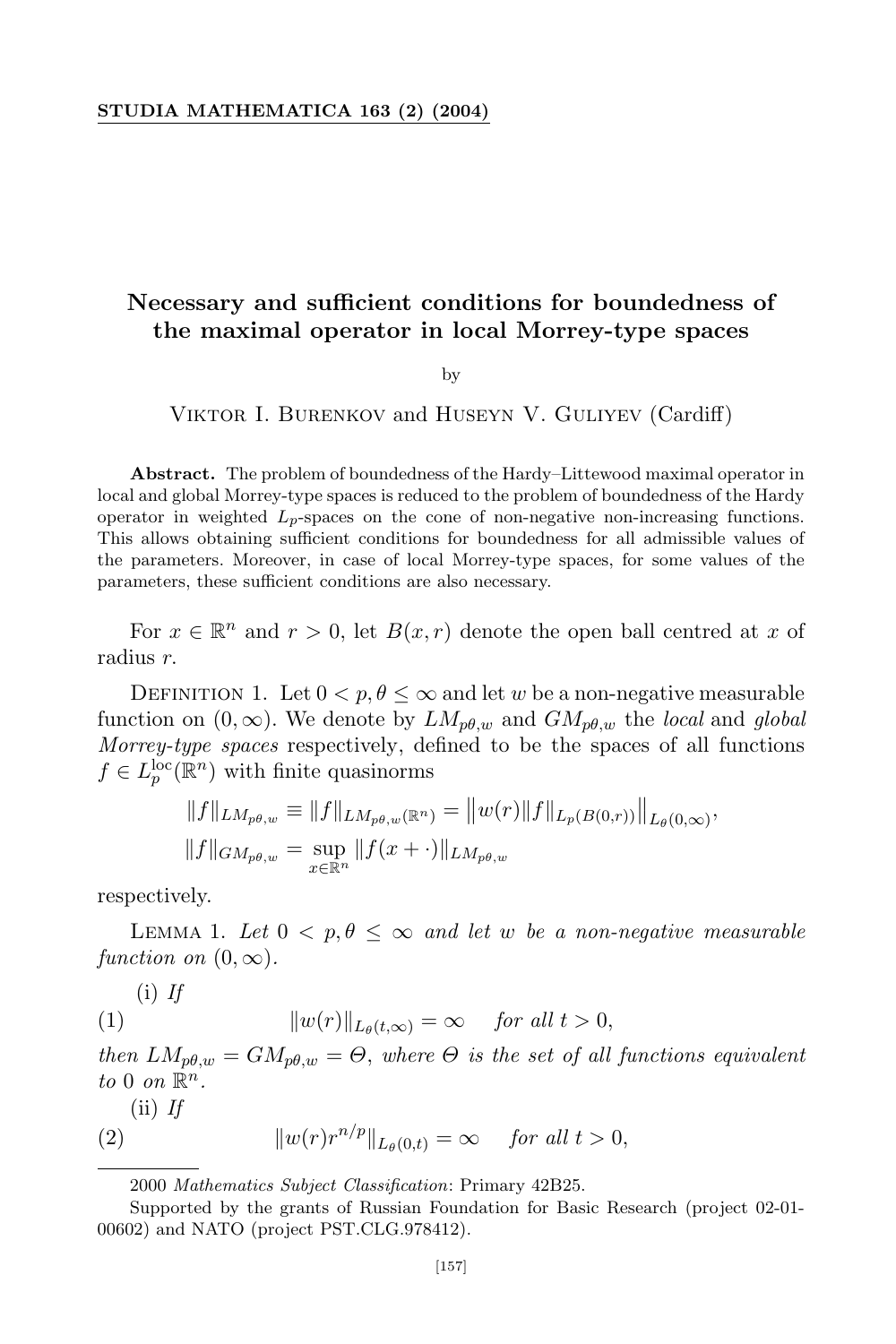# Necessary and sufficient conditions for boundedness of the maximal operator in local Morrey-type spaces

by

Viktor I. Burenkov and Huseyn V. Guliyev (Cardiff)

**Abstract.** The problem of boundedness of the Hardy–Littewood maximal operator in local and global Morrey-type spaces is reduced to the problem of boundedness of the Hardy operator in weighted $L_p$-spaces on the cone of non-negative non-increasing functions. This allows obtaining sufficient conditions for boundedness for all admissible values of the parameters. Moreover, in case of local Morrey-type spaces, for some values of the parameters, these sufficient conditions are also necessary.

For $x \in \mathbb{R}^n$ and $r > 0$, let $B(x,r)$ denote the open ball centred at $x$ of radius $r$.

Definition 1. Let $0 < p, \theta \le \infty$ and let $w$ be a non-negative measurable function on $(0,\infty)$. We denote by $LM_{p\theta,w}$ and $GM_{p\theta,w}$ the *local* and *global Morrey-type spaces* respectively, defined to be the spaces of all functions $f \in L_p^{\rm loc}(\mathbb{R}^n)$ with finite quasinorms

$$\|f\|_{LM_{p\theta,w}} \equiv \|f\|_{LM_{p\theta,w}(\mathbb{R}^n)} = \big\|w(r)\|f\|_{L_p(B(0,r))}\big\|_{L_\theta(0,\infty)},$$

$$\|f\|_{GM_{p\theta,w}} = \sup_{x\in\mathbb{R}^n} \|f(x+\cdot)\|_{LM_{p\theta,w}}$$

respectively.

Lemma 1. *Let $0 < p, \theta \le \infty$ and let $w$ be a non-negative measurable function on $(0,\infty)$.*

(i) *If*

$$\|w(r)\|_{L_\theta(t,\infty)} = \infty \quad \text{for all } t > 0, \tag{1}$$

*then $LM_{p\theta,w} = GM_{p\theta,w} = \Theta$, where $\Theta$ is the set of all functions equivalent to $0$ on $\mathbb{R}^n$.*

(ii) *If*

$$\|w(r)r^{n/p}\|_{L_\theta(0,t)} = \infty \quad \text{for all } t > 0, \tag{2}$$

2000 *Mathematics Subject Classification*: Primary 42B25.

Supported by the grants of Russian Foundation for Basic Research (project 02-01-00602) and NATO (project PST.CLG.978412).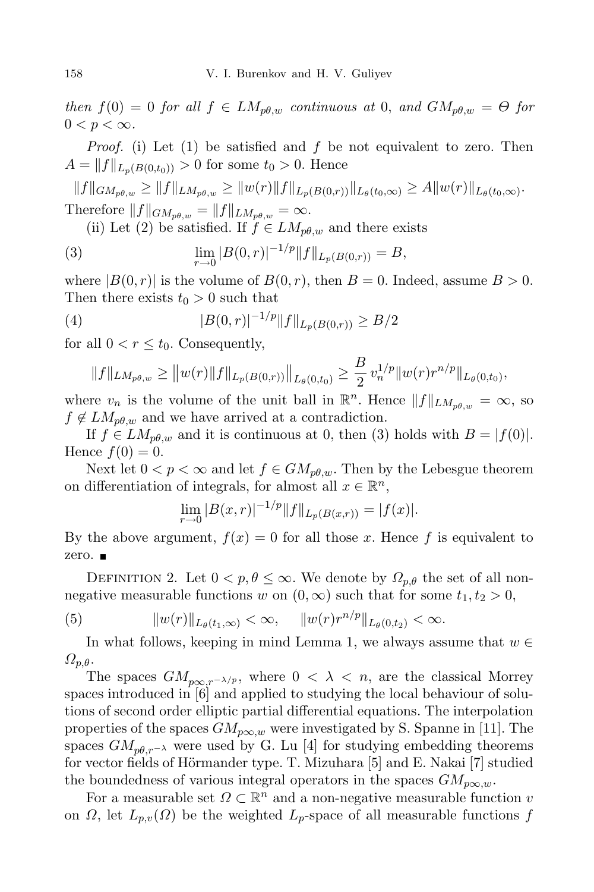*then* $f(0) = 0$ *for all* $f \in LM_{p\theta,w}$ *continuous at* 0, *and* $GM_{p\theta,w} = \Theta$ *for* $0 < p < \infty$.

*Proof.* (i) Let (1) be satisfied and $f$ be not equivalent to zero. Then $A = \|f\|_{L_p(B(0,t_0))} > 0$ for some $t_0 > 0$. Hence

$$\|f\|_{GM_{p\theta,w}} \geq \|f\|_{LM_{p\theta,w}} \geq \|w(r)\|f\|_{L_p(B(0,r))}\|_{L_\theta(t_0,\infty)} \geq A\|w(r)\|_{L_\theta(t_0,\infty)}.$$

Therefore $\|f\|_{GM_{p\theta,w}} = \|f\|_{LM_{p\theta,w}} = \infty$.

(ii) Let (2) be satisfied. If $f \in LM_{p\theta,w}$ and there exists

$$\lim_{r\to 0} |B(0,r)|^{-1/p}\|f\|_{L_p(B(0,r))} = B, \tag{3}$$

where $|B(0,r)|$ is the volume of $B(0,r)$, then $B = 0$. Indeed, assume $B > 0$. Then there exists $t_0 > 0$ such that

$$|B(0,r)|^{-1/p}\|f\|_{L_p(B(0,r))} \geq B/2 \tag{4}$$

for all $0 < r \leq t_0$. Consequently,

$$\|f\|_{LM_{p\theta,w}} \geq \big\|w(r)\|f\|_{L_p(B(0,r))}\big\|_{L_\theta(0,t_0)} \geq \frac{B}{2}\, v_n^{1/p}\|w(r)r^{n/p}\|_{L_\theta(0,t_0)},$$

where $v_n$ is the volume of the unit ball in $\mathbb{R}^n$. Hence $\|f\|_{LM_{p\theta,w}} = \infty$, so $f \notin LM_{p\theta,w}$ and we have arrived at a contradiction.

If $f \in LM_{p\theta,w}$ and it is continuous at 0, then (3) holds with $B = |f(0)|$. Hence $f(0) = 0$.

Next let $0 < p < \infty$ and let $f \in GM_{p\theta,w}$. Then by the Lebesgue theorem on differentiation of integrals, for almost all $x \in \mathbb{R}^n$,

$$\lim_{r\to 0} |B(x,r)|^{-1/p}\|f\|_{L_p(B(x,r))} = |f(x)|.$$

By the above argument, $f(x) = 0$ for all those $x$. Hence $f$ is equivalent to zero. ∎

Definition 2. Let $0 < p, \theta \leq \infty$. We denote by $\Omega_{p,\theta}$ the set of all non-negative measurable functions $w$ on $(0,\infty)$ such that for some $t_1, t_2 > 0$,

$$\|w(r)\|_{L_\theta(t_1,\infty)} < \infty, \qquad \|w(r)r^{n/p}\|_{L_\theta(0,t_2)} < \infty. \tag{5}$$

In what follows, keeping in mind Lemma 1, we always assume that $w \in \Omega_{p,\theta}$.

The spaces $GM_{p\infty,r^{-\lambda/p}}$, where $0 < \lambda < n$, are the classical Morrey spaces introduced in [6] and applied to studying the local behaviour of solutions of second order elliptic partial differential equations. The interpolation properties of the spaces $GM_{p\infty,w}$ were investigated by S. Spanne in [11]. The spaces $GM_{p\theta,r^{-\lambda}}$ were used by G. Lu [4] for studying embedding theorems for vector fields of Hörmander type. T. Mizuhara [5] and E. Nakai [7] studied the boundedness of various integral operators in the spaces $GM_{p\infty,w}$.

For a measurable set $\Omega \subset \mathbb{R}^n$ and a non-negative measurable function $v$ on $\Omega$, let $L_{p,v}(\Omega)$ be the weighted $L_p$-space of all measurable functions $f$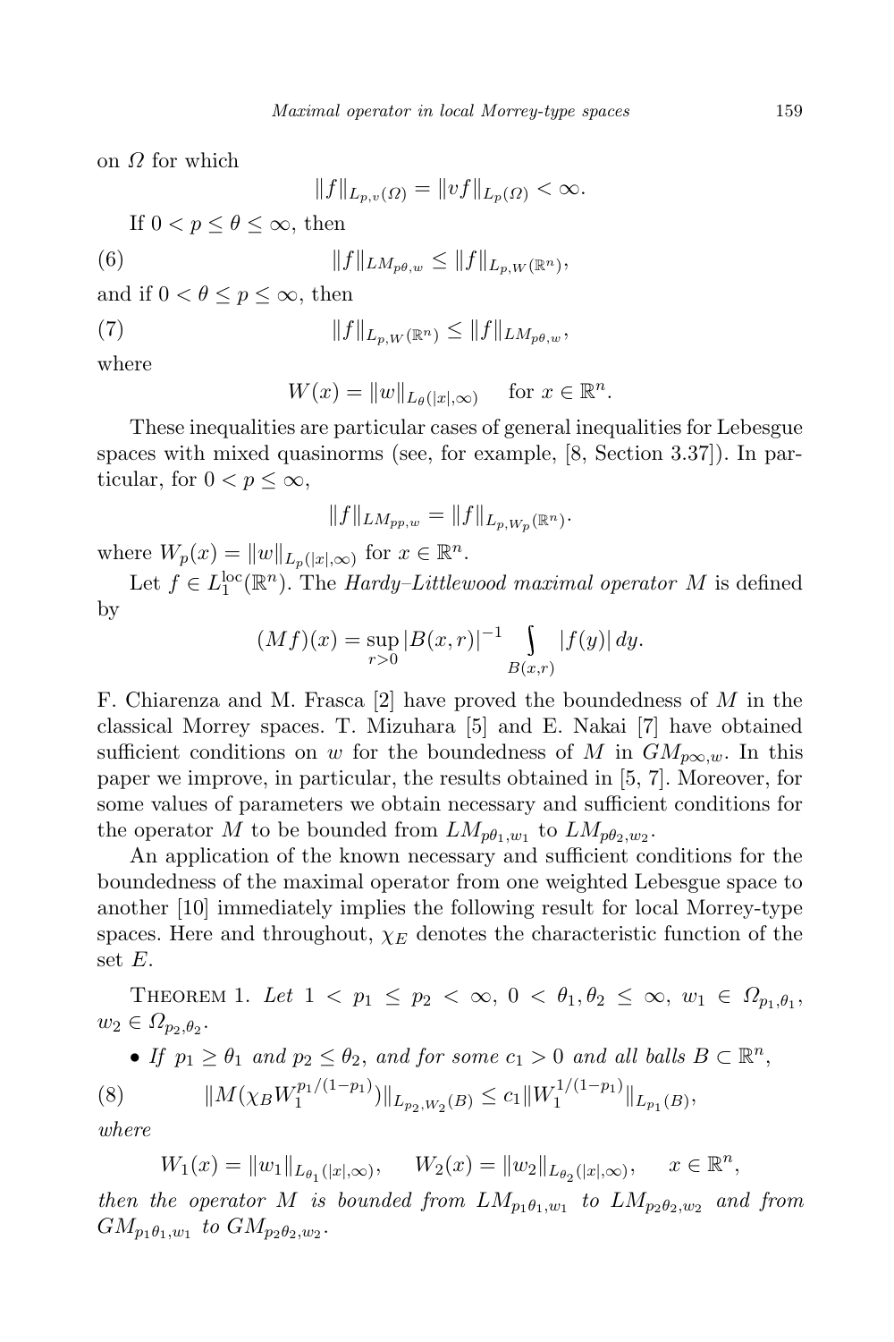on $\Omega$ for which

$$\|f\|_{L_{p,v}(\Omega)} = \|vf\|_{L_p(\Omega)} < \infty.$$

If $0 < p \le \theta \le \infty$, then

$$\|f\|_{LM_{p\theta,w}} \le \|f\|_{L_{p,W}(\mathbb{R}^n)}, \tag{6}$$

and if $0 < \theta \le p \le \infty$, then

$$\|f\|_{L_{p,W}(\mathbb{R}^n)} \le \|f\|_{LM_{p\theta,w}}, \tag{7}$$

where

$$W(x) = \|w\|_{L_\theta(|x|,\infty)} \quad \text{for } x \in \mathbb{R}^n.$$

These inequalities are particular cases of general inequalities for Lebesgue spaces with mixed quasinorms (see, for example, [8, Section 3.37]). In particular, for $0 < p \le \infty$,

$$\|f\|_{LM_{pp,w}} = \|f\|_{L_{p,W_p}(\mathbb{R}^n)}.$$

where $W_p(x) = \|w\|_{L_p(|x|,\infty)}$ for $x \in \mathbb{R}^n$.

Let $f \in L_1^{\mathrm{loc}}(\mathbb{R}^n)$. The *Hardy–Littlewood maximal operator* $M$ is defined by

$$(Mf)(x) = \sup_{r>0} |B(x,r)|^{-1} \int_{B(x,r)} |f(y)|\, dy.$$

F. Chiarenza and M. Frasca [2] have proved the boundedness of $M$ in the classical Morrey spaces. T. Mizuhara [5] and E. Nakai [7] have obtained sufficient conditions on $w$ for the boundedness of $M$ in $GM_{p\infty,w}$. In this paper we improve, in particular, the results obtained in [5, 7]. Moreover, for some values of parameters we obtain necessary and sufficient conditions for the operator $M$ to be bounded from $LM_{p\theta_1,w_1}$ to $LM_{p\theta_2,w_2}$.

An application of the known necessary and sufficient conditions for the boundedness of the maximal operator from one weighted Lebesgue space to another [10] immediately implies the following result for local Morrey-type spaces. Here and throughout, $\chi_E$ denotes the characteristic function of the set $E$.

THEOREM 1. *Let $1 < p_1 \le p_2 < \infty$, $0 < \theta_1, \theta_2 \le \infty$, $w_1 \in \Omega_{p_1,\theta_1}$, $w_2 \in \Omega_{p_2,\theta_2}$.*

- *If $p_1 \ge \theta_1$ and $p_2 \le \theta_2$, and for some $c_1 > 0$ and all balls $B \subset \mathbb{R}^n$,*

$$\|M(\chi_B W_1^{p_1/(1-p_1)})\|_{L_{p_2,W_2}(B)} \le c_1 \|W_1^{1/(1-p_1)}\|_{L_{p_1}(B)}, \tag{8}$$

*where*

$$W_1(x) = \|w_1\|_{L_{\theta_1}(|x|,\infty)}, \qquad W_2(x) = \|w_2\|_{L_{\theta_2}(|x|,\infty)}, \qquad x \in \mathbb{R}^n,$$

*then the operator $M$ is bounded from $LM_{p_1\theta_1,w_1}$ to $LM_{p_2\theta_2,w_2}$ and from $GM_{p_1\theta_1,w_1}$ to $GM_{p_2\theta_2,w_2}$.*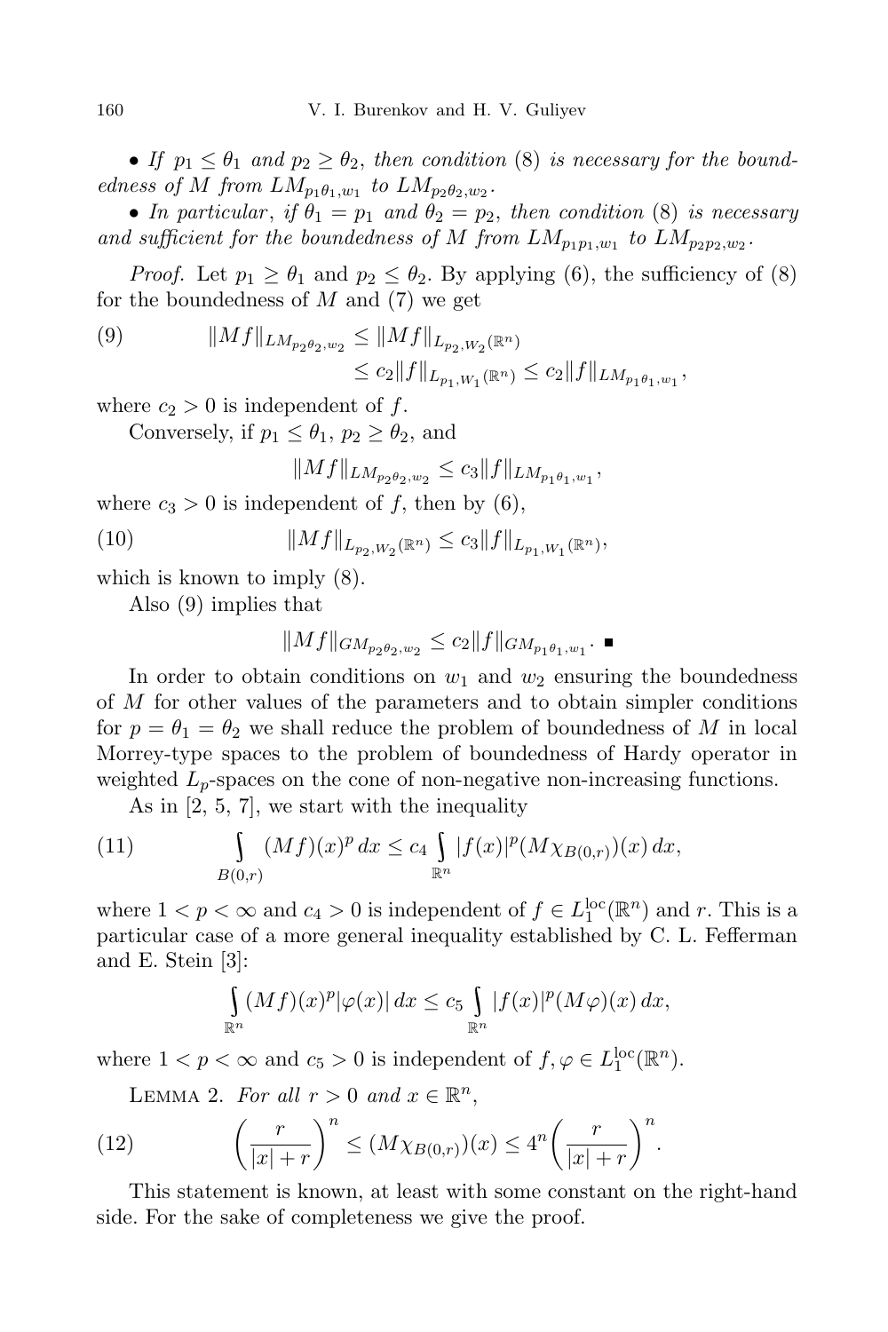• *If $p_1 \le \theta_1$ and $p_2 \ge \theta_2$, then condition* (8) *is necessary for the boundedness of $M$ from $LM_{p_1\theta_1,w_1}$ to $LM_{p_2\theta_2,w_2}$.*

• *In particular, if $\theta_1 = p_1$ and $\theta_2 = p_2$, then condition* (8) *is necessary and sufficient for the boundedness of $M$ from $LM_{p_1p_1,w_1}$ to $LM_{p_2p_2,w_2}$.*

*Proof.* Let $p_1 \ge \theta_1$ and $p_2 \le \theta_2$. By applying (6), the sufficiency of (8) for the boundedness of $M$ and (7) we get

$$(9) \qquad \|Mf\|_{LM_{p_2\theta_2,w_2}} \le \|Mf\|_{L_{p_2,W_2}(\mathbb{R}^n)} \le c_2\|f\|_{L_{p_1,W_1}(\mathbb{R}^n)} \le c_2\|f\|_{LM_{p_1\theta_1,w_1}},$$

where $c_2 > 0$ is independent of $f$.

Conversely, if $p_1 \le \theta_1$, $p_2 \ge \theta_2$, and

$$\|Mf\|_{LM_{p_2\theta_2,w_2}} \le c_3\|f\|_{LM_{p_1\theta_1,w_1}},$$

where $c_3 > 0$ is independent of $f$, then by (6),

$$(10) \qquad \|Mf\|_{L_{p_2,W_2}(\mathbb{R}^n)} \le c_3\|f\|_{L_{p_1,W_1}(\mathbb{R}^n)},$$

which is known to imply (8).

Also (9) implies that

$$\|Mf\|_{GM_{p_2\theta_2,w_2}} \le c_2\|f\|_{GM_{p_1\theta_1,w_1}}. \ \blacksquare$$

In order to obtain conditions on $w_1$ and $w_2$ ensuring the boundedness of $M$ for other values of the parameters and to obtain simpler conditions for $p = \theta_1 = \theta_2$ we shall reduce the problem of boundedness of $M$ in local Morrey-type spaces to the problem of boundedness of Hardy operator in weighted $L_p$-spaces on the cone of non-negative non-increasing functions.

As in [2, 5, 7], we start with the inequality

$$(11) \qquad \int_{B(0,r)} (Mf)(x)^p\,dx \le c_4 \int_{\mathbb{R}^n} |f(x)|^p (M\chi_{B(0,r)})(x)\,dx,$$

where $1 < p < \infty$ and $c_4 > 0$ is independent of $f \in L_1^{\mathrm{loc}}(\mathbb{R}^n)$ and $r$. This is a particular case of a more general inequality established by C. L. Fefferman and E. Stein [3]:

$$\int_{\mathbb{R}^n} (Mf)(x)^p |\varphi(x)|\,dx \le c_5 \int_{\mathbb{R}^n} |f(x)|^p (M\varphi)(x)\,dx,$$

where $1 < p < \infty$ and $c_5 > 0$ is independent of $f, \varphi \in L_1^{\mathrm{loc}}(\mathbb{R}^n)$.

Lemma 2. *For all $r > 0$ and $x \in \mathbb{R}^n$,*

$$(12) \qquad \left(\frac{r}{|x|+r}\right)^n \le (M\chi_{B(0,r)})(x) \le 4^n \left(\frac{r}{|x|+r}\right)^n.$$

This statement is known, at least with some constant on the right-hand side. For the sake of completeness we give the proof.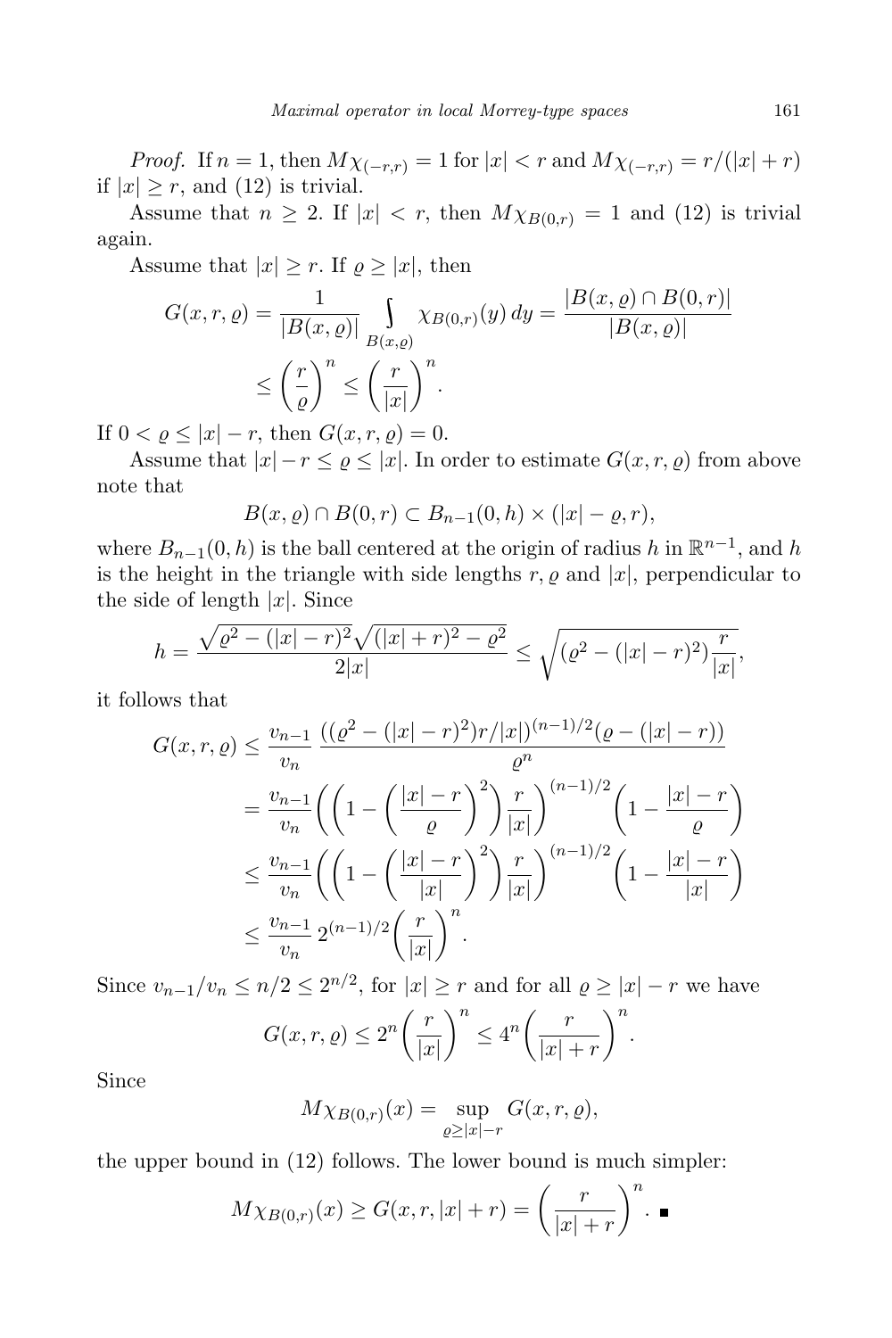*Proof.* If $n = 1$, then $M\chi_{(-r,r)} = 1$ for $|x| < r$ and $M\chi_{(-r,r)} = r/(|x| + r)$ if $|x| \geq r$, and (12) is trivial.

Assume that $n \geq 2$. If $|x| < r$, then $M\chi_{B(0,r)} = 1$ and (12) is trivial again.

Assume that $|x| \geq r$. If $\varrho \geq |x|$, then

$$G(x, r, \varrho) = \frac{1}{|B(x, \varrho)|} \int_{B(x,\varrho)} \chi_{B(0,r)}(y)\, dy = \frac{|B(x, \varrho) \cap B(0, r)|}{|B(x, \varrho)|}$$
$$\leq \left(\frac{r}{\varrho}\right)^n \leq \left(\frac{r}{|x|}\right)^n.$$

If $0 < \varrho \leq |x| - r$, then $G(x, r, \varrho) = 0$.

Assume that $|x| - r \leq \varrho \leq |x|$. In order to estimate $G(x, r, \varrho)$ from above note that

$$B(x, \varrho) \cap B(0, r) \subset B_{n-1}(0, h) \times (|x| - \varrho, r),$$

where $B_{n-1}(0, h)$ is the ball centered at the origin of radius $h$ in $\mathbb{R}^{n-1}$, and $h$ is the height in the triangle with side lengths $r$, $\varrho$ and $|x|$, perpendicular to the side of length $|x|$. Since

$$h = \frac{\sqrt{\varrho^2 - (|x| - r)^2}\sqrt{(|x| + r)^2 - \varrho^2}}{2|x|} \leq \sqrt{(\varrho^2 - (|x| - r)^2)\frac{r}{|x|}},$$

it follows that

$$G(x, r, \varrho) \leq \frac{v_{n-1}}{v_n} \, \frac{((\varrho^2 - (|x| - r)^2)r/|x|)^{(n-1)/2}(\varrho - (|x| - r))}{\varrho^n}$$
$$= \frac{v_{n-1}}{v_n}\left(\left(1 - \left(\frac{|x| - r}{\varrho}\right)^2\right)\frac{r}{|x|}\right)^{(n-1)/2}\left(1 - \frac{|x| - r}{\varrho}\right)$$
$$\leq \frac{v_{n-1}}{v_n}\left(\left(1 - \left(\frac{|x| - r}{|x|}\right)^2\right)\frac{r}{|x|}\right)^{(n-1)/2}\left(1 - \frac{|x| - r}{|x|}\right)$$
$$\leq \frac{v_{n-1}}{v_n}\, 2^{(n-1)/2}\left(\frac{r}{|x|}\right)^n.$$

Since $v_{n-1}/v_n \leq n/2 \leq 2^{n/2}$, for $|x| \geq r$ and for all $\varrho \geq |x| - r$ we have

$$G(x, r, \varrho) \leq 2^n\left(\frac{r}{|x|}\right)^n \leq 4^n\left(\frac{r}{|x| + r}\right)^n.$$

Since

$$M\chi_{B(0,r)}(x) = \sup_{\varrho \geq |x| - r} G(x, r, \varrho),$$

the upper bound in (12) follows. The lower bound is much simpler:

$$M\chi_{B(0,r)}(x) \geq G(x, r, |x| + r) = \left(\frac{r}{|x| + r}\right)^n. \ \blacksquare$$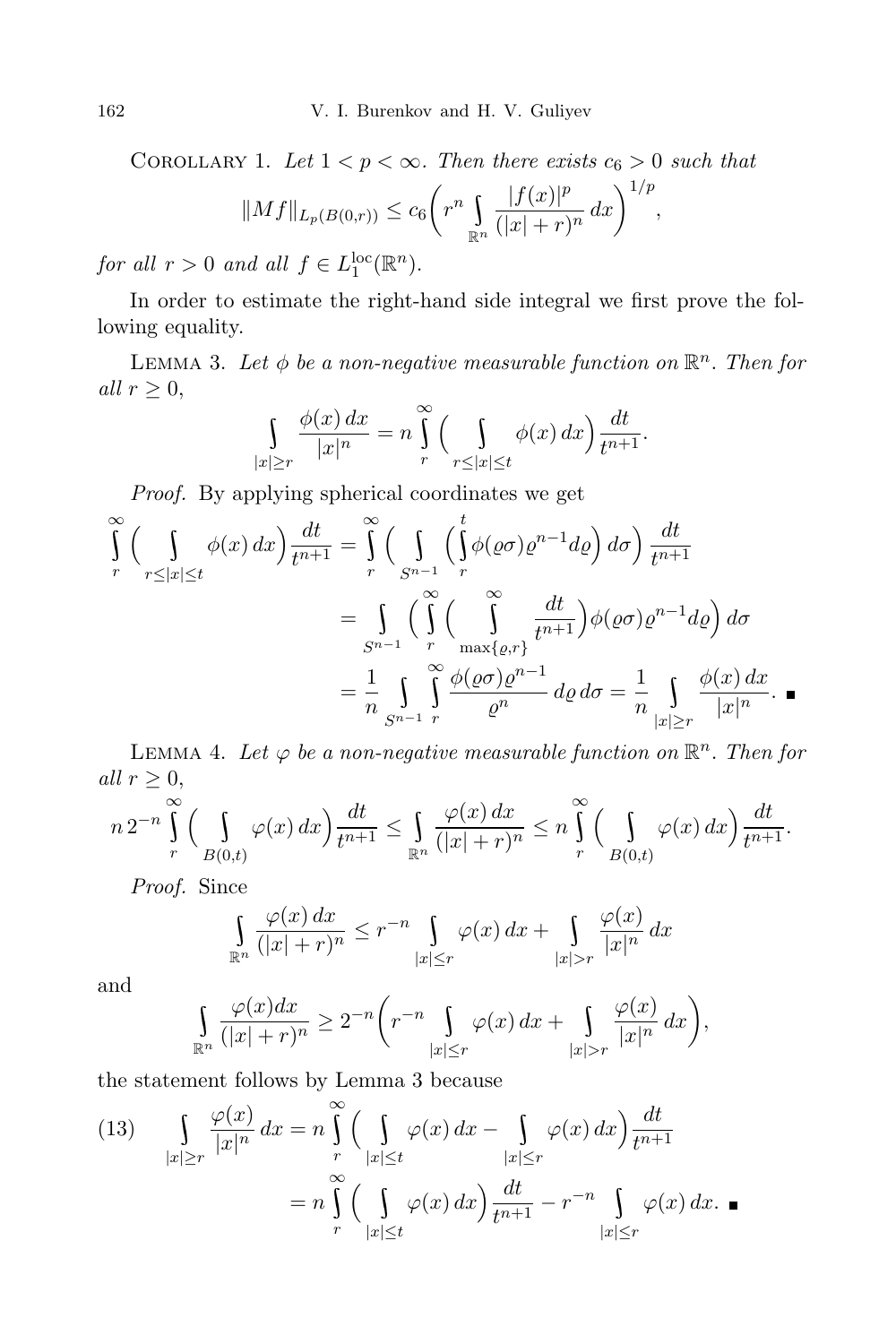Corollary 1. *Let $1 < p < \infty$. Then there exists $c_6 > 0$ such that*

$$\|Mf\|_{L_p(B(0,r))} \le c_6 \bigg( r^n \int\limits_{\mathbb{R}^n} \frac{|f(x)|^p}{(|x|+r)^n}\, dx \bigg)^{1/p},$$

*for all $r > 0$ and all $f \in L_1^{\mathrm{loc}}(\mathbb{R}^n)$.*

In order to estimate the right-hand side integral we first prove the following equality.

Lemma 3. *Let $\phi$ be a non-negative measurable function on $\mathbb{R}^n$. Then for all $r \ge 0$,*

$$\int\limits_{|x|\ge r} \frac{\phi(x)\, dx}{|x|^n} = n \int\limits_r^\infty \Big( \int\limits_{r \le |x| \le t} \phi(x)\, dx \Big) \frac{dt}{t^{n+1}}.$$

*Proof.* By applying spherical coordinates we get

$$\begin{aligned}
\int\limits_r^\infty \Big( \int\limits_{r \le |x| \le t} \phi(x)\, dx \Big) \frac{dt}{t^{n+1}} &= \int\limits_r^\infty \Big( \int\limits_{S^{n-1}} \Big( \int\limits_r^t \phi(\varrho\sigma)\varrho^{n-1} d\varrho \Big)\, d\sigma \Big) \frac{dt}{t^{n+1}} \\
&= \int\limits_{S^{n-1}} \Big( \int\limits_r^\infty \Big( \int\limits_{\max\{\varrho, r\}}^\infty \frac{dt}{t^{n+1}} \Big) \phi(\varrho\sigma)\varrho^{n-1} d\varrho \Big)\, d\sigma \\
&= \frac{1}{n} \int\limits_{S^{n-1}} \int\limits_r^\infty \frac{\phi(\varrho\sigma)\varrho^{n-1}}{\varrho^n}\, d\varrho\, d\sigma = \frac{1}{n} \int\limits_{|x|\ge r} \frac{\phi(x)\, dx}{|x|^n}. \quad \blacksquare
\end{aligned}$$

Lemma 4. *Let $\varphi$ be a non-negative measurable function on $\mathbb{R}^n$. Then for all $r \ge 0$,*

$$n\, 2^{-n} \int\limits_r^\infty \Big( \int\limits_{B(0,t)} \varphi(x)\, dx \Big) \frac{dt}{t^{n+1}} \le \int\limits_{\mathbb{R}^n} \frac{\varphi(x)\, dx}{(|x|+r)^n} \le n \int\limits_r^\infty \Big( \int\limits_{B(0,t)} \varphi(x)\, dx \Big) \frac{dt}{t^{n+1}}.$$

*Proof.* Since

$$\int\limits_{\mathbb{R}^n} \frac{\varphi(x)\, dx}{(|x|+r)^n} \le r^{-n} \int\limits_{|x|\le r} \varphi(x)\, dx + \int\limits_{|x|>r} \frac{\varphi(x)}{|x|^n}\, dx$$

and

$$\int\limits_{\mathbb{R}^n} \frac{\varphi(x) dx}{(|x|+r)^n} \ge 2^{-n} \bigg( r^{-n} \int\limits_{|x|\le r} \varphi(x)\, dx + \int\limits_{|x|>r} \frac{\varphi(x)}{|x|^n}\, dx \bigg),$$

the statement follows by Lemma 3 because

$$\begin{aligned}
(13) \qquad \int\limits_{|x|\ge r} \frac{\varphi(x)}{|x|^n}\, dx &= n \int\limits_r^\infty \Big( \int\limits_{|x|\le t} \varphi(x)\, dx - \int\limits_{|x|\le r} \varphi(x)\, dx \Big) \frac{dt}{t^{n+1}} \\
&= n \int\limits_r^\infty \Big( \int\limits_{|x|\le t} \varphi(x)\, dx \Big) \frac{dt}{t^{n+1}} - r^{-n} \int\limits_{|x|\le r} \varphi(x)\, dx. \quad \blacksquare
\end{aligned}$$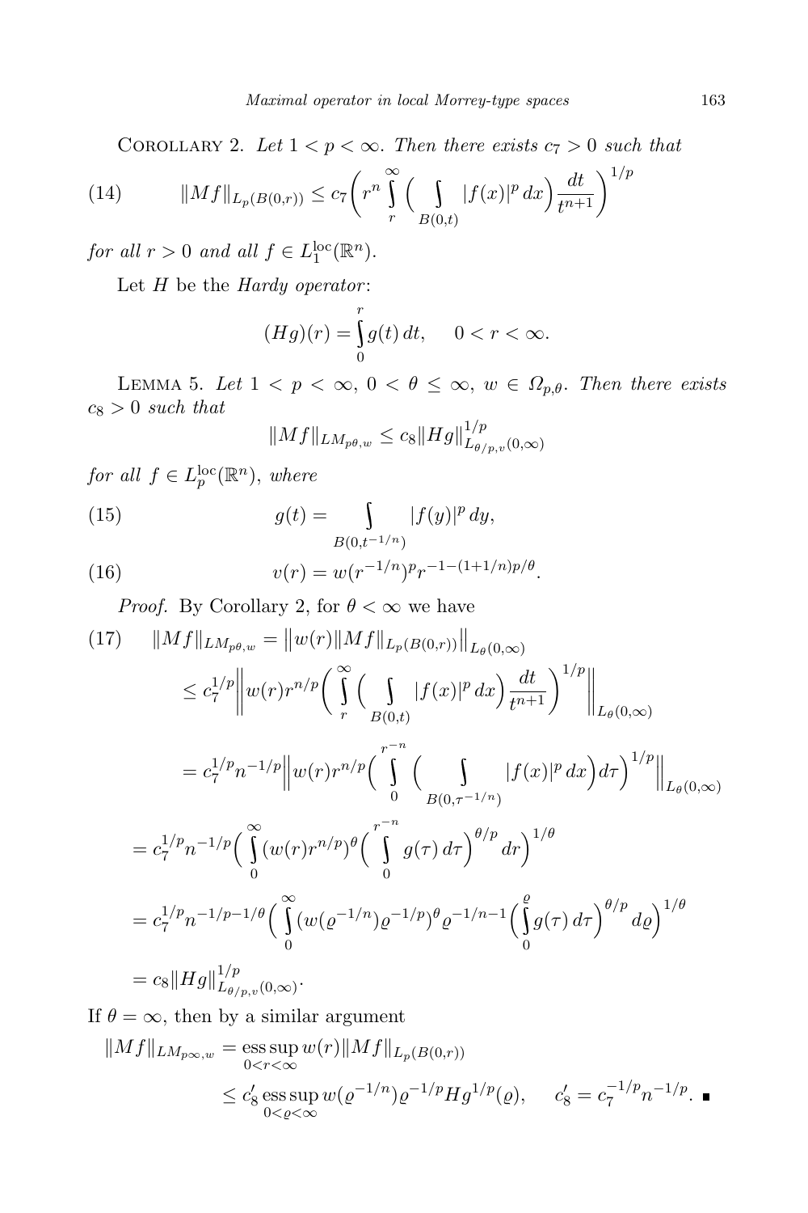Corollary 2. *Let $1 < p < \infty$. Then there exists $c_7 > 0$ such that*

$$\|Mf\|_{L_p(B(0,r))} \le c_7 \bigg( r^n \int_r^\infty \Big( \int_{B(0,t)} |f(x)|^p \, dx \Big) \frac{dt}{t^{n+1}} \bigg)^{1/p} \tag{14}$$

*for all $r > 0$ and all $f \in L_1^{\mathrm{loc}}(\mathbb{R}^n)$.*

Let $H$ be the *Hardy operator*:

$$(Hg)(r) = \int_0^r g(t) \, dt, \qquad 0 < r < \infty.$$

Lemma 5. *Let $1 < p < \infty$, $0 < \theta \le \infty$, $w \in \Omega_{p,\theta}$. Then there exists $c_8 > 0$ such that*

$$\|Mf\|_{LM_{p\theta,w}} \le c_8 \|Hg\|_{L_{\theta/p,v}(0,\infty)}^{1/p}$$

*for all $f \in L_p^{\mathrm{loc}}(\mathbb{R}^n)$, where*

$$g(t) = \int_{B(0,t^{-1/n})} |f(y)|^p \, dy, \tag{15}$$

$$v(r) = w(r^{-1/n})^p r^{-1-(1+1/n)p/\theta}. \tag{16}$$

*Proof.* By Corollary 2, for $\theta < \infty$ we have

$$\begin{aligned}
\|Mf\|_{LM_{p\theta,w}} &= \big\| w(r) \|Mf\|_{L_p(B(0,r))} \big\|_{L_\theta(0,\infty)} \qquad (17)\\
&\le c_7^{1/p} \bigg\| w(r) r^{n/p} \Big( \int_r^\infty \Big( \int_{B(0,t)} |f(x)|^p \, dx \Big) \frac{dt}{t^{n+1}} \Big)^{1/p} \bigg\|_{L_\theta(0,\infty)} \\
&= c_7^{1/p} n^{-1/p} \bigg\| w(r) r^{n/p} \Big( \int_0^{r^{-n}} \Big( \int_{B(0,\tau^{-1/n})} |f(x)|^p \, dx \Big) d\tau \Big)^{1/p} \bigg\|_{L_\theta(0,\infty)} \\
&= c_7^{1/p} n^{-1/p} \Big( \int_0^\infty (w(r) r^{n/p})^\theta \Big( \int_0^{r^{-n}} g(\tau) \, d\tau \Big)^{\theta/p} dr \Big)^{1/\theta} \\
&= c_7^{1/p} n^{-1/p-1/\theta} \Big( \int_0^\infty (w(\varrho^{-1/n}) \varrho^{-1/p})^\theta \varrho^{-1/n-1} \Big( \int_0^\varrho g(\tau) \, d\tau \Big)^{\theta/p} d\varrho \Big)^{1/\theta} \\
&= c_8 \|Hg\|_{L_{\theta/p,v}(0,\infty)}^{1/p}.
\end{aligned}$$

If $\theta = \infty$, then by a similar argument

$$\begin{aligned}
\|Mf\|_{LM_{p\infty,w}} &= \operatorname*{ess\,sup}_{0<r<\infty} w(r) \|Mf\|_{L_p(B(0,r))} \\
&\le c_8' \operatorname*{ess\,sup}_{0<\varrho<\infty} w(\varrho^{-1/n}) \varrho^{-1/p} Hg^{1/p}(\varrho), \qquad c_8' = c_7^{-1/p} n^{-1/p}. \quad \blacksquare
\end{aligned}$$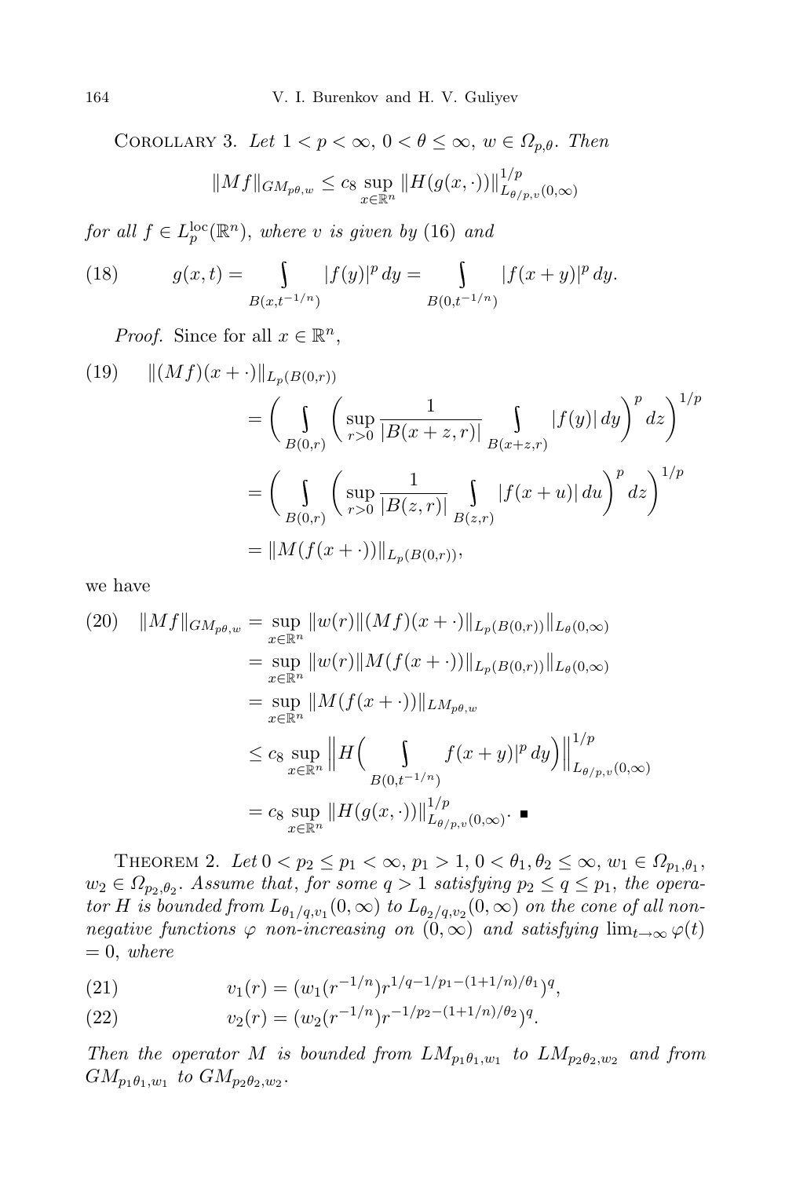COROLLARY 3. *Let $1 < p < \infty$, $0 < \theta \le \infty$, $w \in \Omega_{p,\theta}$. Then*

$$\|Mf\|_{GM_{p\theta,w}} \le c_8 \sup_{x\in\mathbb{R}^n} \|H(g(x,\cdot))\|^{1/p}_{L_{\theta/p,v}(0,\infty)}$$

*for all $f \in L_p^{\mathrm{loc}}(\mathbb{R}^n)$, where $v$ is given by* (16) *and*

$$g(x,t) = \int\limits_{B(x,t^{-1/n})} |f(y)|^p\,dy = \int\limits_{B(0,t^{-1/n})} |f(x+y)|^p\,dy. \tag{18}$$

*Proof.* Since for all $x \in \mathbb{R}^n$,

$$\begin{aligned}
\|(Mf)(x+\cdot)\|_{L_p(B(0,r))} \tag{19}
&= \bigg( \int\limits_{B(0,r)} \bigg( \sup_{r>0} \frac{1}{|B(x+z,r)|} \int\limits_{B(x+z,r)} |f(y)|\,dy \bigg)^p dz \bigg)^{1/p} \\
&= \bigg( \int\limits_{B(0,r)} \bigg( \sup_{r>0} \frac{1}{|B(z,r)|} \int\limits_{B(z,r)} |f(x+u)|\,du \bigg)^p dz \bigg)^{1/p} \\
&= \|M(f(x+\cdot))\|_{L_p(B(0,r))},
\end{aligned}$$

we have

$$\begin{aligned}
\|Mf\|_{GM_{p\theta,w}} \tag{20} &= \sup_{x\in\mathbb{R}^n} \|w(r)\|(Mf)(x+\cdot)\|_{L_p(B(0,r))}\|_{L_\theta(0,\infty)} \\
&= \sup_{x\in\mathbb{R}^n} \|w(r)\|M(f(x+\cdot))\|_{L_p(B(0,r))}\|_{L_\theta(0,\infty)} \\
&= \sup_{x\in\mathbb{R}^n} \|M(f(x+\cdot))\|_{LM_{p\theta,w}} \\
&\le c_8 \sup_{x\in\mathbb{R}^n} \bigg\| H\Big( \int\limits_{B(0,t^{-1/n})} f(x+y)|^p\,dy \Big) \bigg\|^{1/p}_{L_{\theta/p,v}(0,\infty)} \\
&= c_8 \sup_{x\in\mathbb{R}^n} \|H(g(x,\cdot))\|^{1/p}_{L_{\theta/p,v}(0,\infty)}. \ \blacksquare
\end{aligned}$$

THEOREM 2. *Let $0 < p_2 \le p_1 < \infty$, $p_1 > 1$, $0 < \theta_1, \theta_2 \le \infty$, $w_1 \in \Omega_{p_1,\theta_1}$, $w_2 \in \Omega_{p_2,\theta_2}$. Assume that, for some $q > 1$ satisfying $p_2 \le q \le p_1$, the operator $H$ is bounded from $L_{\theta_1/q,v_1}(0,\infty)$ to $L_{\theta_2/q,v_2}(0,\infty)$ on the cone of all non-negative functions $\varphi$ non-increasing on $(0,\infty)$ and satisfying $\lim_{t\to\infty} \varphi(t) = 0$, where*

$$v_1(r) = (w_1(r^{-1/n})r^{1/q-1/p_1-(1+1/n)/\theta_1})^q, \tag{21}$$

$$v_2(r) = (w_2(r^{-1/n})r^{-1/p_2-(1+1/n)/\theta_2})^q. \tag{22}$$

*Then the operator $M$ is bounded from $LM_{p_1\theta_1,w_1}$ to $LM_{p_2\theta_2,w_2}$ and from $GM_{p_1\theta_1,w_1}$ to $GM_{p_2\theta_2,w_2}$.*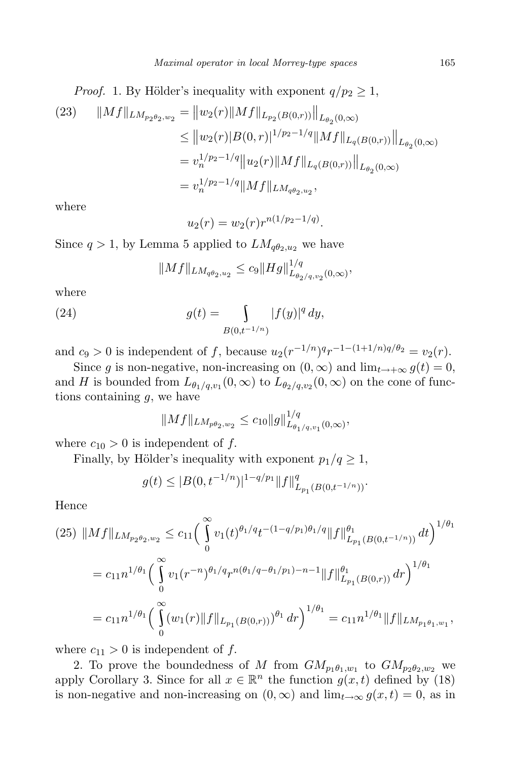*Proof.* 1. By Hölder's inequality with exponent $q/p_2 \geq 1$,

$$
\begin{aligned}
(23) \qquad \|Mf\|_{LM_{p_2\theta_2,w_2}} &= \big\| w_2(r) \|Mf\|_{L_{p_2}(B(0,r))} \big\|_{L_{\theta_2}(0,\infty)} \\
&\leq \big\| w_2(r) |B(0,r)|^{1/p_2 - 1/q} \|Mf\|_{L_q(B(0,r))} \big\|_{L_{\theta_2}(0,\infty)} \\
&= v_n^{1/p_2-1/q} \big\| u_2(r) \|Mf\|_{L_q(B(0,r))} \big\|_{L_{\theta_2}(0,\infty)} \\
&= v_n^{1/p_2-1/q} \|Mf\|_{LM_{q\theta_2,u_2}},
\end{aligned}
$$

where

$$u_2(r) = w_2(r) r^{n(1/p_2 - 1/q)}.$$

Since $q > 1$, by Lemma 5 applied to $LM_{q\theta_2,u_2}$ we have

$$\|Mf\|_{LM_{q\theta_2,u_2}} \leq c_9 \|Hg\|^{1/q}_{L_{\theta_2/q,v_2}(0,\infty)},$$

where

$$(24) \qquad g(t) = \int\limits_{B(0,t^{-1/n})} |f(y)|^q \, dy,$$

and $c_9 > 0$ is independent of $f$, because $u_2(r^{-1/n})^q r^{-1-(1+1/n)q/\theta_2} = v_2(r)$.

Since $g$ is non-negative, non-increasing on $(0,\infty)$ and $\lim_{t\to+\infty} g(t) = 0$, and $H$ is bounded from $L_{\theta_1/q,v_1}(0,\infty)$ to $L_{\theta_2/q,v_2}(0,\infty)$ on the cone of functions containing $g$, we have

$$\|Mf\|_{LM_{p\theta_2,w_2}} \leq c_{10} \|g\|^{1/q}_{L_{\theta_1/q,v_1}(0,\infty)},$$

where $c_{10} > 0$ is independent of $f$.

Finally, by Hölder's inequality with exponent $p_1/q \geq 1$,

$$g(t) \leq |B(0,t^{-1/n})|^{1-q/p_1} \|f\|^q_{L_{p_1}(B(0,t^{-1/n}))}.$$

Hence

$$
\begin{aligned}
(25) \quad \|Mf\|_{LM_{p_2\theta_2,w_2}} &\leq c_{11} \Big( \int\limits_0^\infty v_1(t)^{\theta_1/q} t^{-(1-q/p_1)\theta_1/q} \|f\|^{\theta_1}_{L_{p_1}(B(0,t^{-1/n}))} \, dt \Big)^{1/\theta_1} \\
&= c_{11} n^{1/\theta_1} \Big( \int\limits_0^\infty v_1(r^{-n})^{\theta_1/q} r^{n(\theta_1/q - \theta_1/p_1) - n - 1} \|f\|^{\theta_1}_{L_{p_1}(B(0,r))} \, dr \Big)^{1/\theta_1} \\
&= c_{11} n^{1/\theta_1} \Big( \int\limits_0^\infty (w_1(r) \|f\|_{L_{p_1}(B(0,r))})^{\theta_1} \, dr \Big)^{1/\theta_1} = c_{11} n^{1/\theta_1} \|f\|_{LM_{p_1\theta_1,w_1}},
\end{aligned}
$$

where $c_{11} > 0$ is independent of $f$.

2. To prove the boundedness of $M$ from $GM_{p_1\theta_1,w_1}$ to $GM_{p_2\theta_2,w_2}$ we apply Corollary 3. Since for all $x \in \mathbb{R}^n$ the function $g(x,t)$ defined by (18) is non-negative and non-increasing on $(0,\infty)$ and $\lim_{t\to\infty} g(x,t) = 0$, as in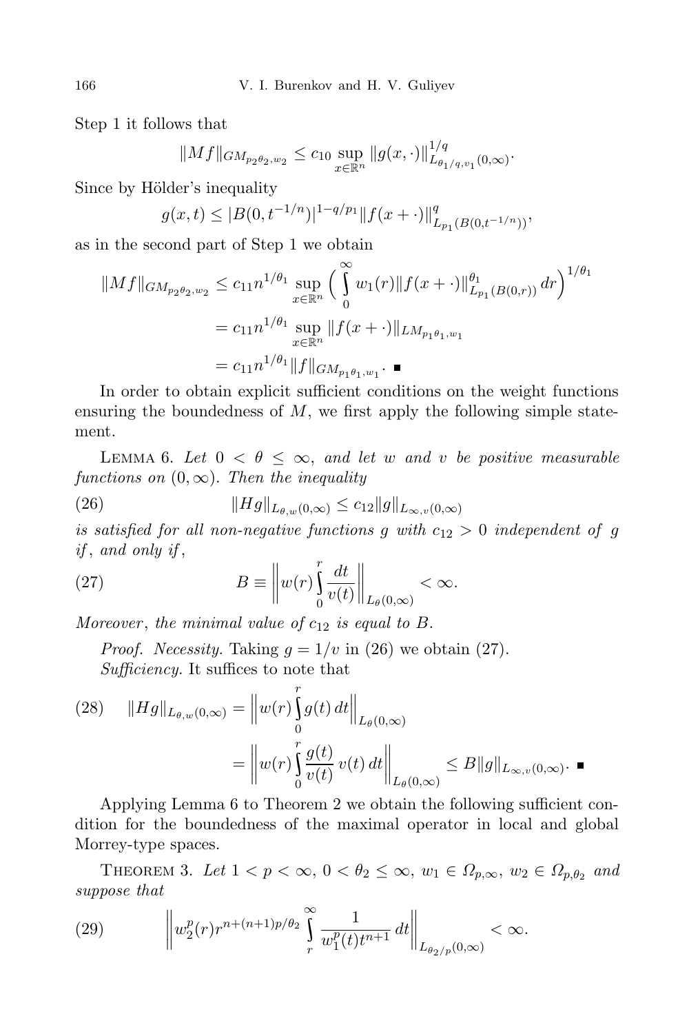Step 1 it follows that

$$\|Mf\|_{GM_{p_2\theta_2,w_2}} \le c_{10} \sup_{x\in\mathbb{R}^n} \|g(x,\cdot)\|^{1/q}_{L_{\theta_1/q,v_1}(0,\infty)}.$$

Since by Hölder's inequality

$$g(x,t) \le |B(0,t^{-1/n})|^{1-q/p_1} \|f(x+\cdot)\|^q_{L_{p_1}(B(0,t^{-1/n}))},$$

as in the second part of Step 1 we obtain

$$\begin{aligned}
\|Mf\|_{GM_{p_2\theta_2,w_2}} &\le c_{11} n^{1/\theta_1} \sup_{x\in\mathbb{R}^n} \Big( \int_0^\infty w_1(r) \|f(x+\cdot)\|^{\theta_1}_{L_{p_1}(B(0,r))}\, dr \Big)^{1/\theta_1} \\
&= c_{11} n^{1/\theta_1} \sup_{x\in\mathbb{R}^n} \|f(x+\cdot)\|_{LM_{p_1\theta_1,w_1}} \\
&= c_{11} n^{1/\theta_1} \|f\|_{GM_{p_1\theta_1,w_1}}. \ \blacksquare
\end{aligned}$$

In order to obtain explicit sufficient conditions on the weight functions ensuring the boundedness of $M$, we first apply the following simple statement.

Lemma 6. *Let $0 < \theta \le \infty$, and let $w$ and $v$ be positive measurable functions on $(0,\infty)$. Then the inequality*

$$\|Hg\|_{L_{\theta,w}(0,\infty)} \le c_{12} \|g\|_{L_{\infty,v}(0,\infty)} \tag{26}$$

*is satisfied for all non-negative functions $g$ with $c_{12} > 0$ independent of $g$ if, and only if,*

$$B \equiv \left\| w(r) \int_0^r \frac{dt}{v(t)} \right\|_{L_\theta(0,\infty)} < \infty. \tag{27}$$

*Moreover, the minimal value of $c_{12}$ is equal to $B$.*

*Proof. Necessity.* Taking $g = 1/v$ in (26) we obtain (27).

*Sufficiency.* It suffices to note that

$$\begin{aligned}
\|Hg\|_{L_{\theta,w}(0,\infty)} &= \left\| w(r) \int_0^r g(t)\, dt \right\|_{L_\theta(0,\infty)} \\
&= \left\| w(r) \int_0^r \frac{g(t)}{v(t)}\, v(t)\, dt \right\|_{L_\theta(0,\infty)} \le B \|g\|_{L_{\infty,v}(0,\infty)}. \ \blacksquare
\end{aligned} \tag{28}$$

Applying Lemma 6 to Theorem 2 we obtain the following sufficient condition for the boundedness of the maximal operator in local and global Morrey-type spaces.

Theorem 3. *Let $1 < p < \infty$, $0 < \theta_2 \le \infty$, $w_1 \in \Omega_{p,\infty}$, $w_2 \in \Omega_{p,\theta_2}$ and suppose that*

$$\left\| w_2^p(r) r^{n+(n+1)p/\theta_2} \int_r^\infty \frac{1}{w_1^p(t) t^{n+1}}\, dt \right\|_{L_{\theta_2/p}(0,\infty)} < \infty. \tag{29}$$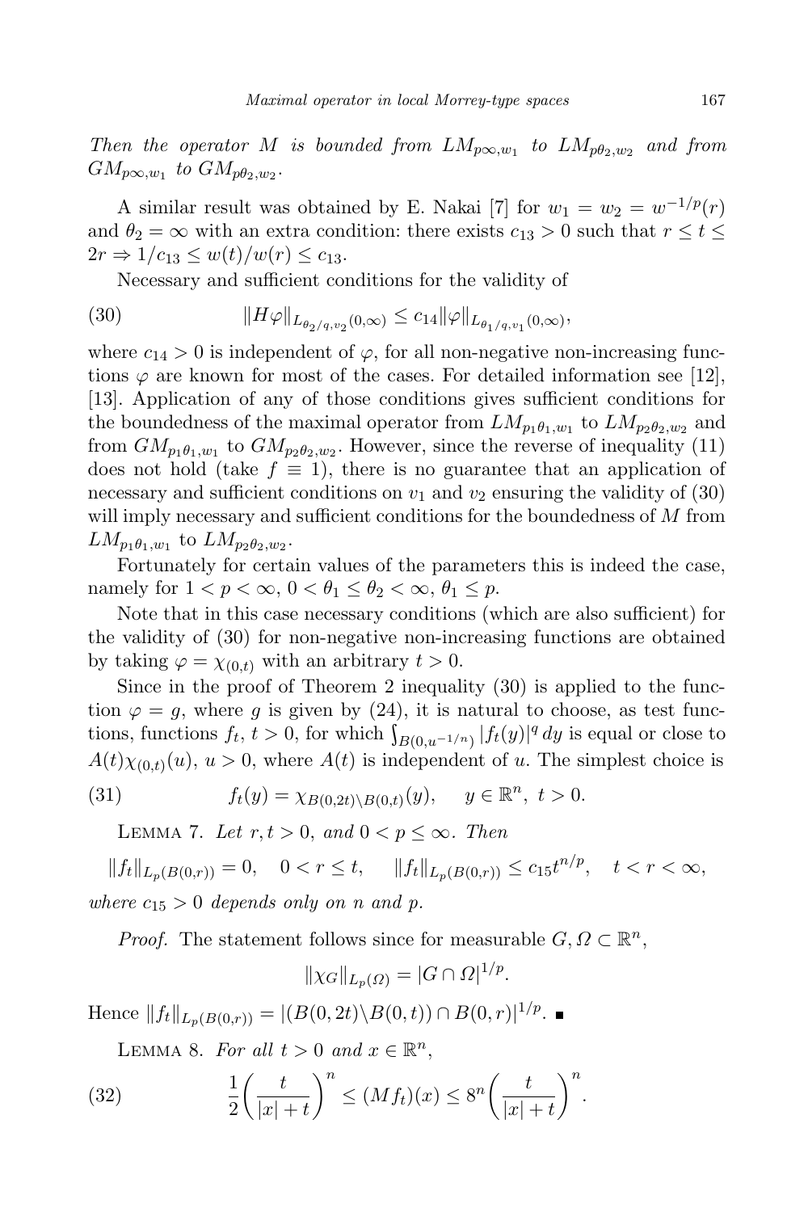*Then the operator $M$ is bounded from $LM_{p\infty,w_1}$ to $LM_{p\theta_2,w_2}$ and from $GM_{p\infty,w_1}$ to $GM_{p\theta_2,w_2}$.*

A similar result was obtained by E. Nakai [7] for $w_1 = w_2 = w^{-1/p}(r)$ and $\theta_2 = \infty$ with an extra condition: there exists $c_{13} > 0$ such that $r \le t \le 2r \Rightarrow 1/c_{13} \le w(t)/w(r) \le c_{13}$.

Necessary and sufficient conditions for the validity of

$$\|H\varphi\|_{L_{\theta_2/q,v_2}(0,\infty)} \le c_{14}\|\varphi\|_{L_{\theta_1/q,v_1}(0,\infty)}, \tag{30}$$

where $c_{14} > 0$ is independent of $\varphi$, for all non-negative non-increasing functions $\varphi$ are known for most of the cases. For detailed information see [12], [13]. Application of any of those conditions gives sufficient conditions for the boundedness of the maximal operator from $LM_{p_1\theta_1,w_1}$ to $LM_{p_2\theta_2,w_2}$ and from $GM_{p_1\theta_1,w_1}$ to $GM_{p_2\theta_2,w_2}$. However, since the reverse of inequality (11) does not hold (take $f \equiv 1$), there is no guarantee that an application of necessary and sufficient conditions on $v_1$ and $v_2$ ensuring the validity of (30) will imply necessary and sufficient conditions for the boundedness of $M$ from $LM_{p_1\theta_1,w_1}$ to $LM_{p_2\theta_2,w_2}$.

Fortunately for certain values of the parameters this is indeed the case, namely for $1 < p < \infty$, $0 < \theta_1 \le \theta_2 < \infty$, $\theta_1 \le p$.

Note that in this case necessary conditions (which are also sufficient) for the validity of (30) for non-negative non-increasing functions are obtained by taking $\varphi = \chi_{(0,t)}$ with an arbitrary $t > 0$.

Since in the proof of Theorem 2 inequality (30) is applied to the function $\varphi = g$, where $g$ is given by (24), it is natural to choose, as test functions, functions $f_t$, $t > 0$, for which $\int_{B(0,u^{-1/n})} |f_t(y)|^q\,dy$ is equal or close to $A(t)\chi_{(0,t)}(u)$, $u > 0$, where $A(t)$ is independent of $u$. The simplest choice is

$$f_t(y) = \chi_{B(0,2t)\setminus B(0,t)}(y), \qquad y \in \mathbb{R}^n,\ t > 0. \tag{31}$$

Lemma 7. *Let $r, t > 0$, and $0 < p \le \infty$. Then*

$$\|f_t\|_{L_p(B(0,r))} = 0, \quad 0 < r \le t, \qquad \|f_t\|_{L_p(B(0,r))} \le c_{15} t^{n/p}, \quad t < r < \infty,$$

*where $c_{15} > 0$ depends only on $n$ and $p$.*

*Proof.* The statement follows since for measurable $G, \Omega \subset \mathbb{R}^n$,

$$\|\chi_G\|_{L_p(\Omega)} = |G \cap \Omega|^{1/p}.$$

Hence $\|f_t\|_{L_p(B(0,r))} = |(B(0,2t)\setminus B(0,t)) \cap B(0,r)|^{1/p}$. ■

Lemma 8. *For all $t > 0$ and $x \in \mathbb{R}^n$,*

$$\frac{1}{2}\left(\frac{t}{|x|+t}\right)^n \le (Mf_t)(x) \le 8^n\left(\frac{t}{|x|+t}\right)^n. \tag{32}$$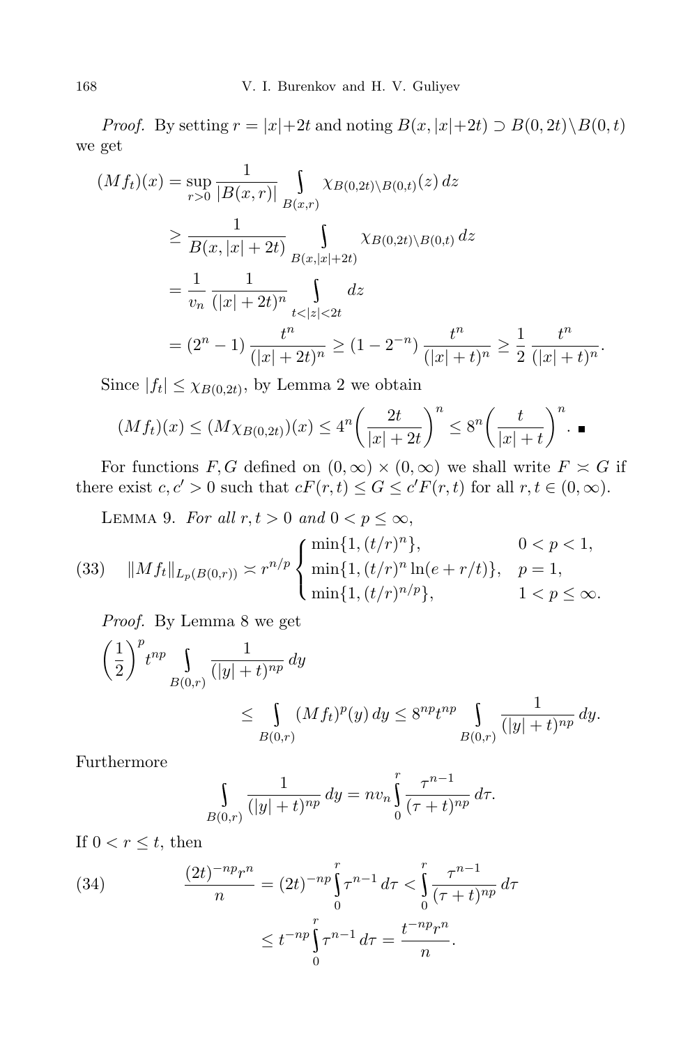*Proof.* By setting $r = |x|+2t$ and noting $B(x, |x|+2t) \supset B(0, 2t)\backslash B(0, t)$ we get

$$
\begin{aligned}
(Mf_t)(x) &= \sup_{r>0} \frac{1}{|B(x,r)|} \int\limits_{B(x,r)} \chi_{B(0,2t)\backslash B(0,t)}(z)\, dz \\
&\geq \frac{1}{B(x, |x|+2t)} \int\limits_{B(x,|x|+2t)} \chi_{B(0,2t)\backslash B(0,t)}\, dz \\
&= \frac{1}{v_n} \frac{1}{(|x|+2t)^n} \int\limits_{t<|z|<2t} dz \\
&= (2^n - 1) \frac{t^n}{(|x|+2t)^n} \geq (1 - 2^{-n}) \frac{t^n}{(|x|+t)^n} \geq \frac{1}{2} \frac{t^n}{(|x|+t)^n}.
\end{aligned}
$$

Since $|f_t| \leq \chi_{B(0,2t)}$, by Lemma 2 we obtain

$$
(Mf_t)(x) \leq (M\chi_{B(0,2t)})(x) \leq 4^n \left( \frac{2t}{|x|+2t} \right)^n \leq 8^n \left( \frac{t}{|x|+t} \right)^n. \quad \blacksquare
$$

For functions $F, G$ defined on $(0, \infty) \times (0, \infty)$ we shall write $F \asymp G$ if there exist $c, c' > 0$ such that $cF(r,t) \leq G \leq c'F(r,t)$ for all $r, t \in (0, \infty)$.

Lemma 9. *For all $r, t > 0$ and $0 < p \leq \infty$,*

$$
\|Mf_t\|_{L_p(B(0,r))} \asymp r^{n/p} \begin{cases} \min\{1, (t/r)^n\}, & 0 < p < 1, \\ \min\{1, (t/r)^n \ln(e + r/t)\}, & p = 1, \\ \min\{1, (t/r)^{n/p}\}, & 1 < p \leq \infty. \end{cases} \tag{33}
$$

*Proof.* By Lemma 8 we get

$$
\left(\frac{1}{2}\right)^p t^{np} \int\limits_{B(0,r)} \frac{1}{(|y|+t)^{np}}\, dy \leq \int\limits_{B(0,r)} (Mf_t)^p(y)\, dy \leq 8^{np} t^{np} \int\limits_{B(0,r)} \frac{1}{(|y|+t)^{np}}\, dy.
$$

Furthermore

$$
\int\limits_{B(0,r)} \frac{1}{(|y|+t)^{np}}\, dy = n v_n \int\limits_0^r \frac{\tau^{n-1}}{(\tau+t)^{np}}\, d\tau.
$$

If $0 < r \leq t$, then

$$
\begin{aligned}
\frac{(2t)^{-np} r^n}{n} &= (2t)^{-np} \int\limits_0^r \tau^{n-1}\, d\tau < \int\limits_0^r \frac{\tau^{n-1}}{(\tau+t)^{np}}\, d\tau \\
&\leq t^{-np} \int\limits_0^r \tau^{n-1}\, d\tau = \frac{t^{-np} r^n}{n}.
\end{aligned} \tag{34}
$$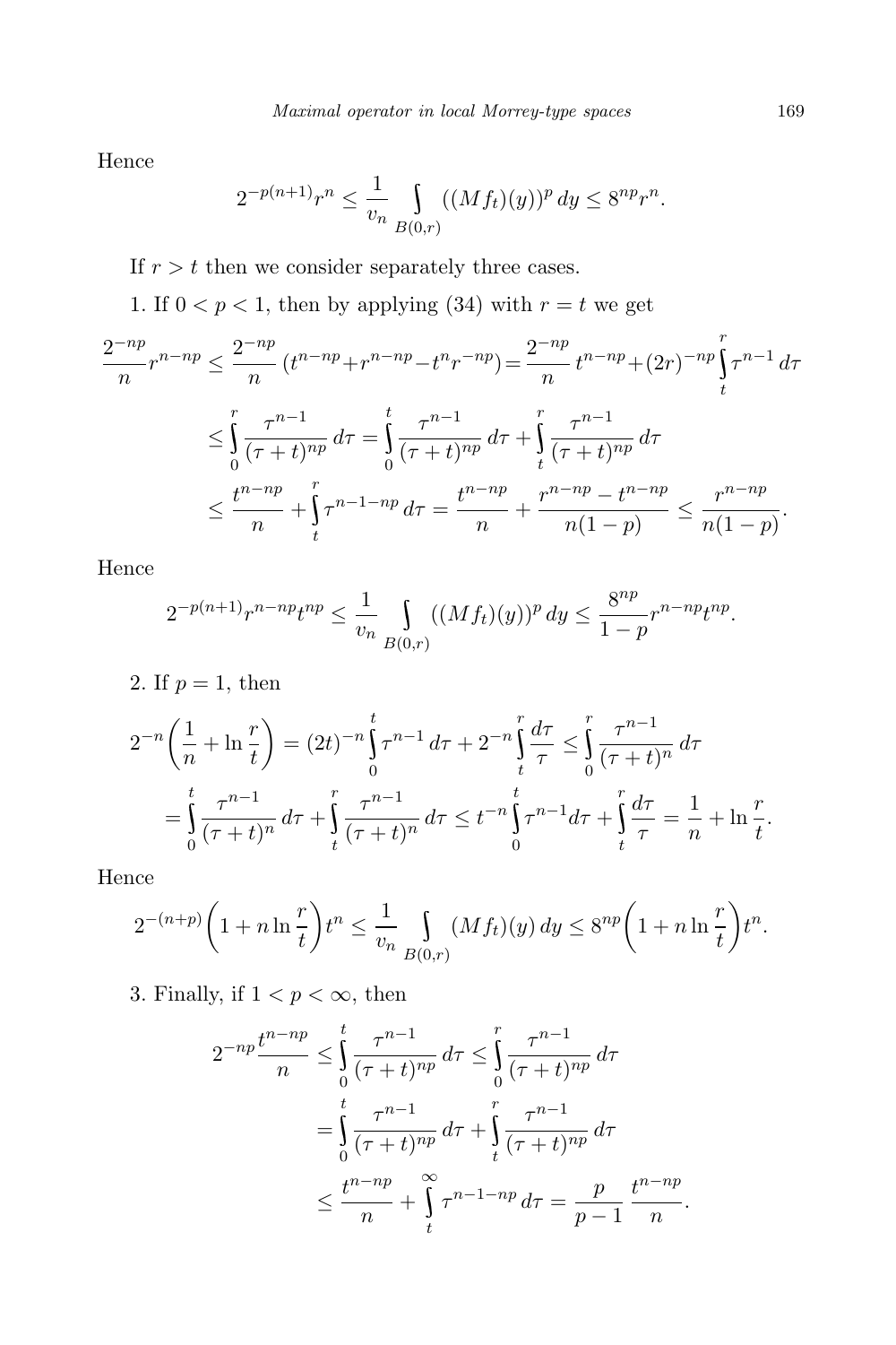Hence

$$2^{-p(n+1)}r^n \leq \frac{1}{v_n}\int\limits_{B(0,r)}((Mf_t)(y))^p\,dy \leq 8^{np}r^n.$$

If $r > t$ then we consider separately three cases.

1. If $0 < p < 1$, then by applying (34) with $r = t$ we get

$$\begin{aligned}
\frac{2^{-np}}{n}r^{n-np} &\leq \frac{2^{-np}}{n}\left(t^{n-np}+r^{n-np}-t^n r^{-np}\right) = \frac{2^{-np}}{n}\,t^{n-np}+(2r)^{-np}\int\limits_t^r \tau^{n-1}\,d\tau \\
&\leq \int\limits_0^r \frac{\tau^{n-1}}{(\tau+t)^{np}}\,d\tau = \int\limits_0^t \frac{\tau^{n-1}}{(\tau+t)^{np}}\,d\tau + \int\limits_t^r \frac{\tau^{n-1}}{(\tau+t)^{np}}\,d\tau \\
&\leq \frac{t^{n-np}}{n} + \int\limits_t^r \tau^{n-1-np}\,d\tau = \frac{t^{n-np}}{n} + \frac{r^{n-np}-t^{n-np}}{n(1-p)} \leq \frac{r^{n-np}}{n(1-p)}.
\end{aligned}$$

Hence

$$2^{-p(n+1)}r^{n-np}t^{np} \leq \frac{1}{v_n}\int\limits_{B(0,r)}((Mf_t)(y))^p\,dy \leq \frac{8^{np}}{1-p}r^{n-np}t^{np}.$$

2. If $p = 1$, then

$$\begin{aligned}
2^{-n}\left(\frac{1}{n}+\ln\frac{r}{t}\right) &= (2t)^{-n}\int\limits_0^t \tau^{n-1}\,d\tau + 2^{-n}\int\limits_t^r \frac{d\tau}{\tau} \leq \int\limits_0^r \frac{\tau^{n-1}}{(\tau+t)^n}\,d\tau \\
&= \int\limits_0^t \frac{\tau^{n-1}}{(\tau+t)^n}\,d\tau + \int\limits_t^r \frac{\tau^{n-1}}{(\tau+t)^n}\,d\tau \leq t^{-n}\int\limits_0^t \tau^{n-1}d\tau + \int\limits_t^r \frac{d\tau}{\tau} = \frac{1}{n}+\ln\frac{r}{t}.
\end{aligned}$$

Hence

$$2^{-(n+p)}\left(1+n\ln\frac{r}{t}\right)t^n \leq \frac{1}{v_n}\int\limits_{B(0,r)}(Mf_t)(y)\,dy \leq 8^{np}\left(1+n\ln\frac{r}{t}\right)t^n.$$

3. Finally, if $1 < p < \infty$, then

$$\begin{aligned}
2^{-np}\frac{t^{n-np}}{n} &\leq \int\limits_0^t \frac{\tau^{n-1}}{(\tau+t)^{np}}\,d\tau \leq \int\limits_0^r \frac{\tau^{n-1}}{(\tau+t)^{np}}\,d\tau \\
&= \int\limits_0^t \frac{\tau^{n-1}}{(\tau+t)^{np}}\,d\tau + \int\limits_t^r \frac{\tau^{n-1}}{(\tau+t)^{np}}\,d\tau \\
&\leq \frac{t^{n-np}}{n} + \int\limits_t^\infty \tau^{n-1-np}\,d\tau = \frac{p}{p-1}\,\frac{t^{n-np}}{n}.
\end{aligned}$$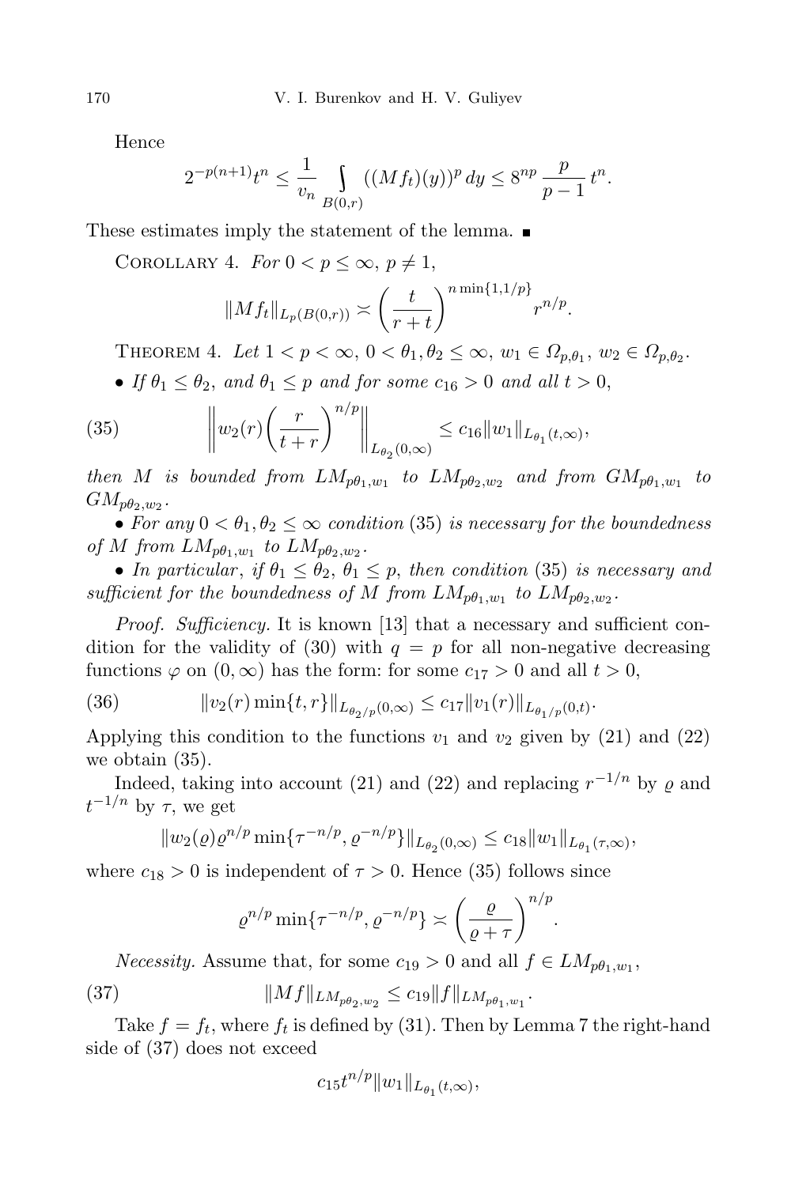Hence

$$2^{-p(n+1)}t^n \leq \frac{1}{v_n} \int_{B(0,r)} ((Mf_t)(y))^p \, dy \leq 8^{np} \frac{p}{p-1} \, t^n.$$

These estimates imply the statement of the lemma. ■

COROLLARY 4. *For $0 < p \leq \infty$, $p \neq 1$,*

$$\|Mf_t\|_{L_p(B(0,r))} \asymp \left(\frac{t}{r+t}\right)^{n \min\{1,1/p\}} r^{n/p}.$$

THEOREM 4. *Let $1 < p < \infty$, $0 < \theta_1, \theta_2 \leq \infty$, $w_1 \in \Omega_{p,\theta_1}$, $w_2 \in \Omega_{p,\theta_2}$.*

- *If $\theta_1 \leq \theta_2$, and $\theta_1 \leq p$ and for some $c_{16} > 0$ and all $t > 0$,*

$$\left\| w_2(r) \left(\frac{r}{t+r}\right)^{n/p} \right\|_{L_{\theta_2}(0,\infty)} \leq c_{16} \|w_1\|_{L_{\theta_1}(t,\infty)}, \tag{35}$$

*then $M$ is bounded from $LM_{p\theta_1,w_1}$ to $LM_{p\theta_2,w_2}$ and from $GM_{p\theta_1,w_1}$ to $GM_{p\theta_2,w_2}$.*

- *For any $0 < \theta_1, \theta_2 \leq \infty$ condition* (35) *is necessary for the boundedness of $M$ from $LM_{p\theta_1,w_1}$ to $LM_{p\theta_2,w_2}$.*
- *In particular, if $\theta_1 \leq \theta_2$, $\theta_1 \leq p$, then condition* (35) *is necessary and sufficient for the boundedness of $M$ from $LM_{p\theta_1,w_1}$ to $LM_{p\theta_2,w_2}$.*

*Proof. Sufficiency.* It is known [13] that a necessary and sufficient condition for the validity of (30) with $q = p$ for all non-negative decreasing functions $\varphi$ on $(0,\infty)$ has the form: for some $c_{17} > 0$ and all $t > 0$,

$$\|v_2(r) \min\{t, r\}\|_{L_{\theta_2/p}(0,\infty)} \leq c_{17} \|v_1(r)\|_{L_{\theta_1/p}(0,t)}. \tag{36}$$

Applying this condition to the functions $v_1$ and $v_2$ given by (21) and (22) we obtain (35).

Indeed, taking into account (21) and (22) and replacing $r^{-1/n}$ by $\varrho$ and $t^{-1/n}$ by $\tau$, we get

$$\|w_2(\varrho)\varrho^{n/p} \min\{\tau^{-n/p}, \varrho^{-n/p}\}\|_{L_{\theta_2}(0,\infty)} \leq c_{18} \|w_1\|_{L_{\theta_1}(\tau,\infty)},$$

where $c_{18} > 0$ is independent of $\tau > 0$. Hence (35) follows since

$$\varrho^{n/p} \min\{\tau^{-n/p}, \varrho^{-n/p}\} \asymp \left(\frac{\varrho}{\varrho+\tau}\right)^{n/p}.$$

*Necessity.* Assume that, for some $c_{19} > 0$ and all $f \in LM_{p\theta_1,w_1}$,

$$\|Mf\|_{LM_{p\theta_2,w_2}} \leq c_{19} \|f\|_{LM_{p\theta_1,w_1}}. \tag{37}$$

Take $f = f_t$, where $f_t$ is defined by (31). Then by Lemma 7 the right-hand side of (37) does not exceed

$$c_{15} t^{n/p} \|w_1\|_{L_{\theta_1}(t,\infty)},$$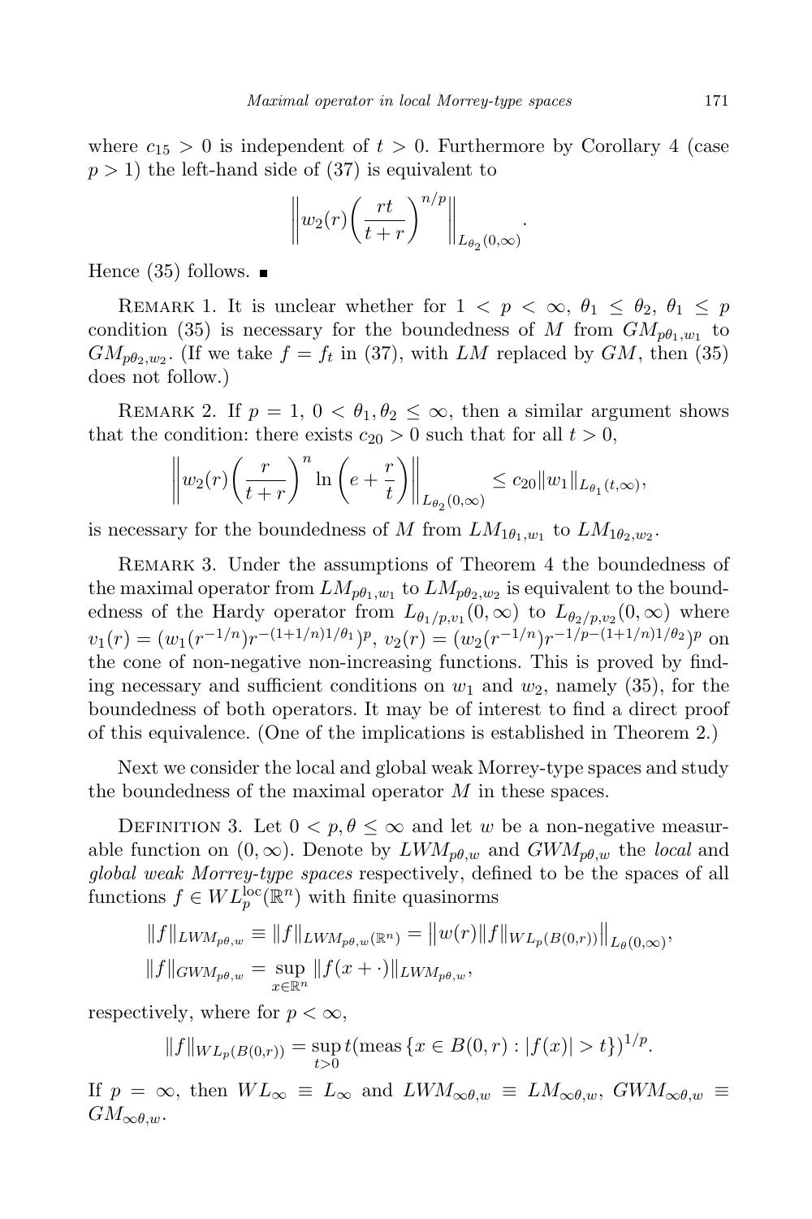where $c_{15} > 0$ is independent of $t > 0$. Furthermore by Corollary 4 (case $p > 1$) the left-hand side of (37) is equivalent to

$$\left\| w_2(r) \left( \frac{rt}{t+r} \right)^{n/p} \right\|_{L_{\theta_2}(0,\infty)}.$$

Hence (35) follows. ■

REMARK 1. It is unclear whether for $1 < p < \infty$, $\theta_1 \le \theta_2$, $\theta_1 \le p$ condition (35) is necessary for the boundedness of $M$ from $GM_{p\theta_1,w_1}$ to $GM_{p\theta_2,w_2}$. (If we take $f = f_t$ in (37), with $LM$ replaced by $GM$, then (35) does not follow.)

REMARK 2. If $p = 1$, $0 < \theta_1, \theta_2 \le \infty$, then a similar argument shows that the condition: there exists $c_{20} > 0$ such that for all $t > 0$,

$$\left\| w_2(r) \left( \frac{r}{t+r} \right)^{n} \ln \left( e + \frac{r}{t} \right) \right\|_{L_{\theta_2}(0,\infty)} \le c_{20} \|w_1\|_{L_{\theta_1}(t,\infty)},$$

is necessary for the boundedness of $M$ from $LM_{1\theta_1,w_1}$ to $LM_{1\theta_2,w_2}$.

REMARK 3. Under the assumptions of Theorem 4 the boundedness of the maximal operator from $LM_{p\theta_1,w_1}$ to $LM_{p\theta_2,w_2}$ is equivalent to the boundedness of the Hardy operator from $L_{\theta_1/p,v_1}(0,\infty)$ to $L_{\theta_2/p,v_2}(0,\infty)$ where $v_1(r) = (w_1(r^{-1/n})r^{-(1+1/n)1/\theta_1})^p$, $v_2(r) = (w_2(r^{-1/n})r^{-1/p-(1+1/n)1/\theta_2})^p$ on the cone of non-negative non-increasing functions. This is proved by finding necessary and sufficient conditions on $w_1$ and $w_2$, namely (35), for the boundedness of both operators. It may be of interest to find a direct proof of this equivalence. (One of the implications is established in Theorem 2.)

Next we consider the local and global weak Morrey-type spaces and study the boundedness of the maximal operator $M$ in these spaces.

DEFINITION 3. Let $0 < p, \theta \le \infty$ and let $w$ be a non-negative measurable function on $(0,\infty)$. Denote by $LWM_{p\theta,w}$ and $GWM_{p\theta,w}$ the *local* and *global weak Morrey-type spaces* respectively, defined to be the spaces of all functions $f \in WL_p^{\mathrm{loc}}(\mathbb{R}^n)$ with finite quasinorms

$$\|f\|_{LWM_{p\theta,w}} \equiv \|f\|_{LWM_{p\theta,w}(\mathbb{R}^n)} = \big\| w(r) \|f\|_{WL_p(B(0,r))} \big\|_{L_\theta(0,\infty)},$$
$$\|f\|_{GWM_{p\theta,w}} = \sup_{x\in\mathbb{R}^n} \|f(x+\cdot)\|_{LWM_{p\theta,w}},$$

respectively, where for $p < \infty$,

$$\|f\|_{WL_p(B(0,r))} = \sup_{t>0} t (\operatorname{meas}\{x \in B(0,r) : |f(x)| > t\})^{1/p}.$$

If $p = \infty$, then $WL_\infty \equiv L_\infty$ and $LWM_{\infty\theta,w} \equiv LM_{\infty\theta,w}$, $GWM_{\infty\theta,w} \equiv GM_{\infty\theta,w}$.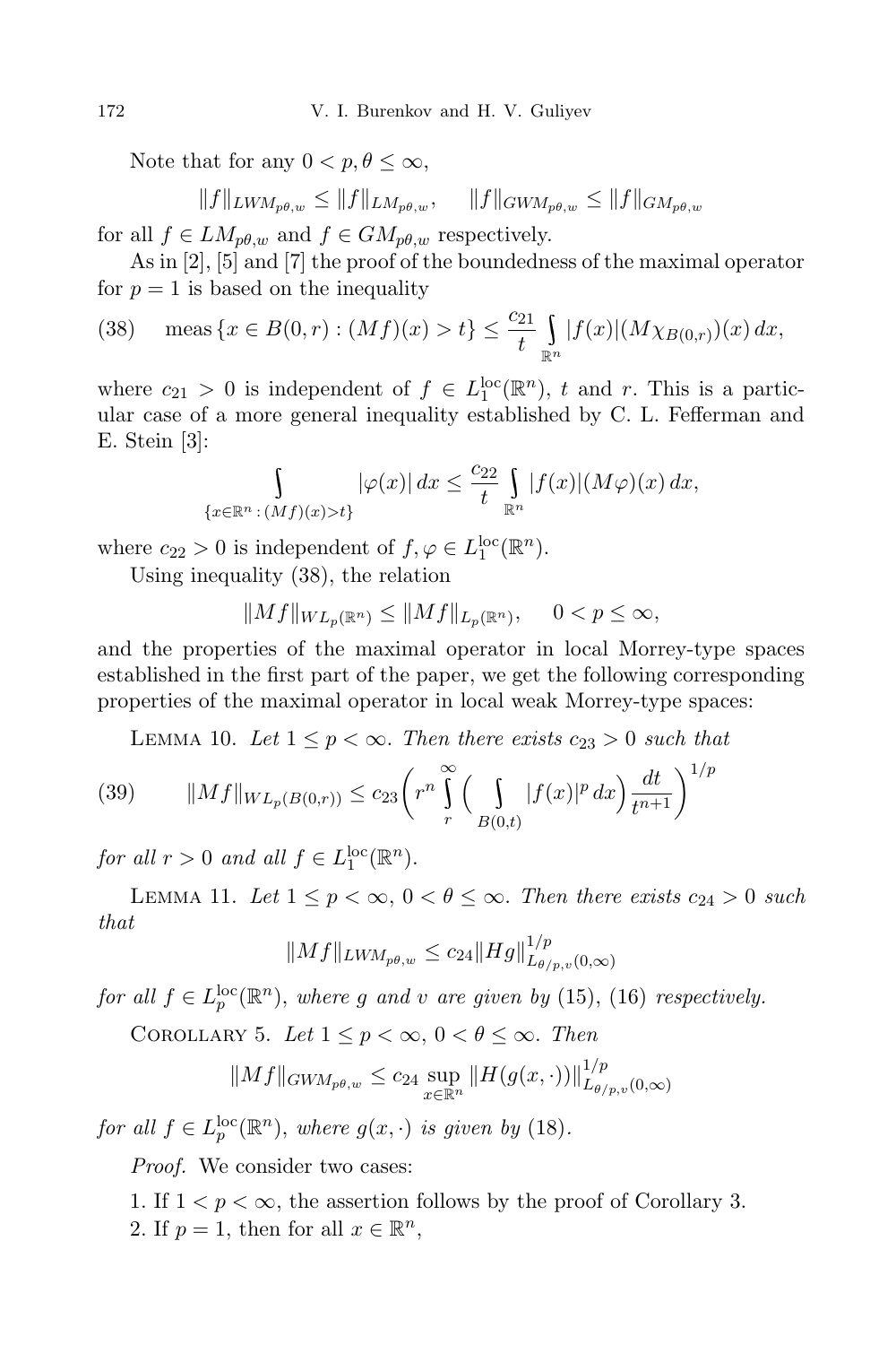Note that for any $0 < p, \theta \le \infty$,

$$\|f\|_{LWM_{p\theta,w}} \le \|f\|_{LM_{p\theta,w}}, \quad \|f\|_{GWM_{p\theta,w}} \le \|f\|_{GM_{p\theta,w}}$$

for all $f \in LM_{p\theta,w}$ and $f \in GM_{p\theta,w}$ respectively.

As in [2], [5] and [7] the proof of the boundedness of the maximal operator for $p = 1$ is based on the inequality

$$\text{meas}\,\{x \in B(0,r) : (Mf)(x) > t\} \le \frac{c_{21}}{t} \int\limits_{\mathbb{R}^n} |f(x)|(M\chi_{B(0,r)})(x)\,dx, \tag{38}$$

where $c_{21} > 0$ is independent of $f \in L_1^{\text{loc}}(\mathbb{R}^n)$, $t$ and $r$. This is a particular case of a more general inequality established by C. L. Fefferman and E. Stein [3]:

$$\int\limits_{\{x \in \mathbb{R}^n : (Mf)(x) > t\}} |\varphi(x)|\,dx \le \frac{c_{22}}{t} \int\limits_{\mathbb{R}^n} |f(x)|(M\varphi)(x)\,dx,$$

where $c_{22} > 0$ is independent of $f, \varphi \in L_1^{\text{loc}}(\mathbb{R}^n)$.

Using inequality (38), the relation

$$\|Mf\|_{WL_p(\mathbb{R}^n)} \le \|Mf\|_{L_p(\mathbb{R}^n)}, \quad 0 < p \le \infty,$$

and the properties of the maximal operator in local Morrey-type spaces established in the first part of the paper, we get the following corresponding properties of the maximal operator in local weak Morrey-type spaces:

Lemma 10. *Let $1 \le p < \infty$. Then there exists $c_{23} > 0$ such that*

$$\|Mf\|_{WL_p(B(0,r))} \le c_{23} \bigg( r^n \int\limits_r^\infty \Big( \int\limits_{B(0,t)} |f(x)|^p\,dx \Big) \frac{dt}{t^{n+1}} \bigg)^{1/p} \tag{39}$$

*for all $r > 0$ and all $f \in L_1^{\text{loc}}(\mathbb{R}^n)$.*

Lemma 11. *Let $1 \le p < \infty$, $0 < \theta \le \infty$. Then there exists $c_{24} > 0$ such that*

$$\|Mf\|_{LWM_{p\theta,w}} \le c_{24} \|Hg\|_{L_{\theta/p,v}(0,\infty)}^{1/p}$$

*for all $f \in L_p^{\text{loc}}(\mathbb{R}^n)$, where $g$ and $v$ are given by* (15), (16) *respectively.*

Corollary 5. *Let $1 \le p < \infty$, $0 < \theta \le \infty$. Then*

$$\|Mf\|_{GWM_{p\theta,w}} \le c_{24} \sup_{x \in \mathbb{R}^n} \|H(g(x,\cdot))\|_{L_{\theta/p,v}(0,\infty)}^{1/p}$$

*for all $f \in L_p^{\text{loc}}(\mathbb{R}^n)$, where $g(x,\cdot)$ is given by* (18).

*Proof.* We consider two cases:

1. If $1 < p < \infty$, the assertion follows by the proof of Corollary 3.
2. If $p = 1$, then for all $x \in \mathbb{R}^n$,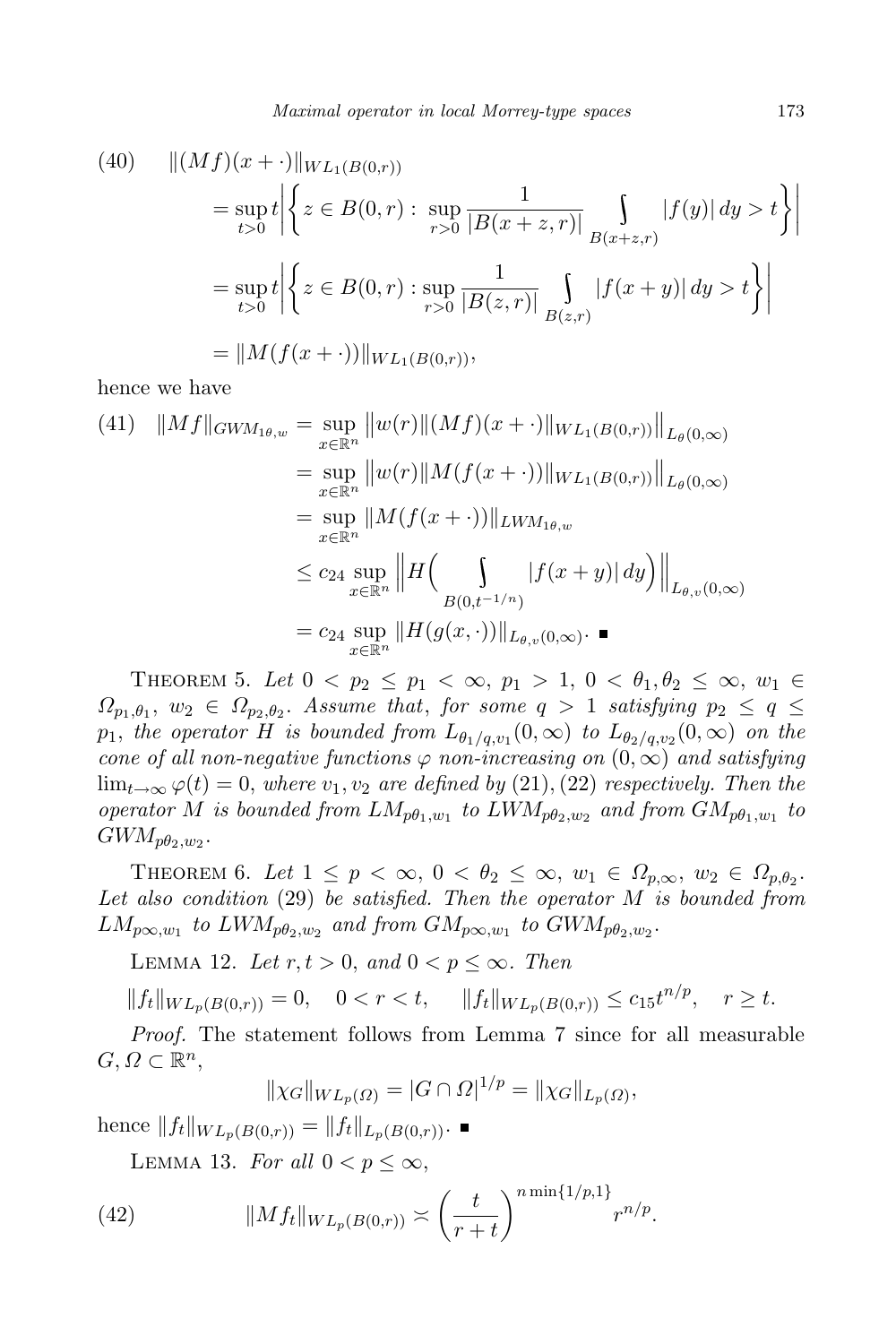$$
\begin{aligned}
(40)\quad & \|(Mf)(x+\cdot)\|_{WL_1(B(0,r))} \\
&= \sup_{t>0} t\left|\left\{z \in B(0,r) :\ \sup_{r>0} \frac{1}{|B(x+z,r)|} \int\limits_{B(x+z,r)} |f(y)|\,dy > t\right\}\right| \\
&= \sup_{t>0} t\left|\left\{z \in B(0,r) : \sup_{r>0} \frac{1}{|B(z,r)|} \int\limits_{B(z,r)} |f(x+y)|\,dy > t\right\}\right| \\
&= \|M(f(x+\cdot))\|_{WL_1(B(0,r))},
\end{aligned}
$$

hence we have

$$
\begin{aligned}
(41)\quad \|Mf\|_{GWM_{1\theta,w}} &= \sup_{x\in\mathbb{R}^n} \big\|w(r)\|(Mf)(x+\cdot)\|_{WL_1(B(0,r))}\big\|_{L_\theta(0,\infty)} \\
&= \sup_{x\in\mathbb{R}^n} \big\|w(r)\|M(f(x+\cdot))\|_{WL_1(B(0,r))}\big\|_{L_\theta(0,\infty)} \\
&= \sup_{x\in\mathbb{R}^n} \|M(f(x+\cdot))\|_{LWM_{1\theta,w}} \\
&\le c_{24} \sup_{x\in\mathbb{R}^n} \Big\|H\Big(\int\limits_{B(0,t^{-1/n})} |f(x+y)|\,dy\Big)\Big\|_{L_{\theta,v}(0,\infty)} \\
&= c_{24} \sup_{x\in\mathbb{R}^n} \|H(g(x,\cdot))\|_{L_{\theta,v}(0,\infty)}. \ \blacksquare
\end{aligned}
$$

Theorem 5. *Let $0 < p_2 \le p_1 < \infty$, $p_1 > 1$, $0 < \theta_1, \theta_2 \le \infty$, $w_1 \in \Omega_{p_1,\theta_1}$, $w_2 \in \Omega_{p_2,\theta_2}$. Assume that, for some $q > 1$ satisfying $p_2 \le q \le p_1$, the operator $H$ is bounded from $L_{\theta_1/q,v_1}(0,\infty)$ to $L_{\theta_2/q,v_2}(0,\infty)$ on the cone of all non-negative functions $\varphi$ non-increasing on $(0,\infty)$ and satisfying $\lim_{t\to\infty}\varphi(t) = 0$, where $v_1, v_2$ are defined by (21), (22) respectively. Then the operator $M$ is bounded from $LM_{p\theta_1,w_1}$ to $LWM_{p\theta_2,w_2}$ and from $GM_{p\theta_1,w_1}$ to $GWM_{p\theta_2,w_2}$.*

Theorem 6. *Let $1 \le p < \infty$, $0 < \theta_2 \le \infty$, $w_1 \in \Omega_{p,\infty}$, $w_2 \in \Omega_{p,\theta_2}$. Let also condition (29) be satisfied. Then the operator $M$ is bounded from $LM_{p\infty,w_1}$ to $LWM_{p\theta_2,w_2}$ and from $GM_{p\infty,w_1}$ to $GWM_{p\theta_2,w_2}$.*

Lemma 12. *Let $r, t > 0$, and $0 < p \le \infty$. Then*

$$
\|f_t\|_{WL_p(B(0,r))} = 0, \quad 0 < r < t, \qquad \|f_t\|_{WL_p(B(0,r))} \le c_{15} t^{n/p}, \quad r \ge t.
$$

*Proof.* The statement follows from Lemma 7 since for all measurable $G, \Omega \subset \mathbb{R}^n$,

$$
\|\chi_G\|_{WL_p(\Omega)} = |G \cap \Omega|^{1/p} = \|\chi_G\|_{L_p(\Omega)},
$$

hence $\|f_t\|_{WL_p(B(0,r))} = \|f_t\|_{L_p(B(0,r))}$. $\blacksquare$

Lemma 13. *For all $0 < p \le \infty$,*

$$
(42)\qquad \|Mf_t\|_{WL_p(B(0,r))} \asymp \left(\frac{t}{r+t}\right)^{n\min\{1/p,1\}} r^{n/p}.
$$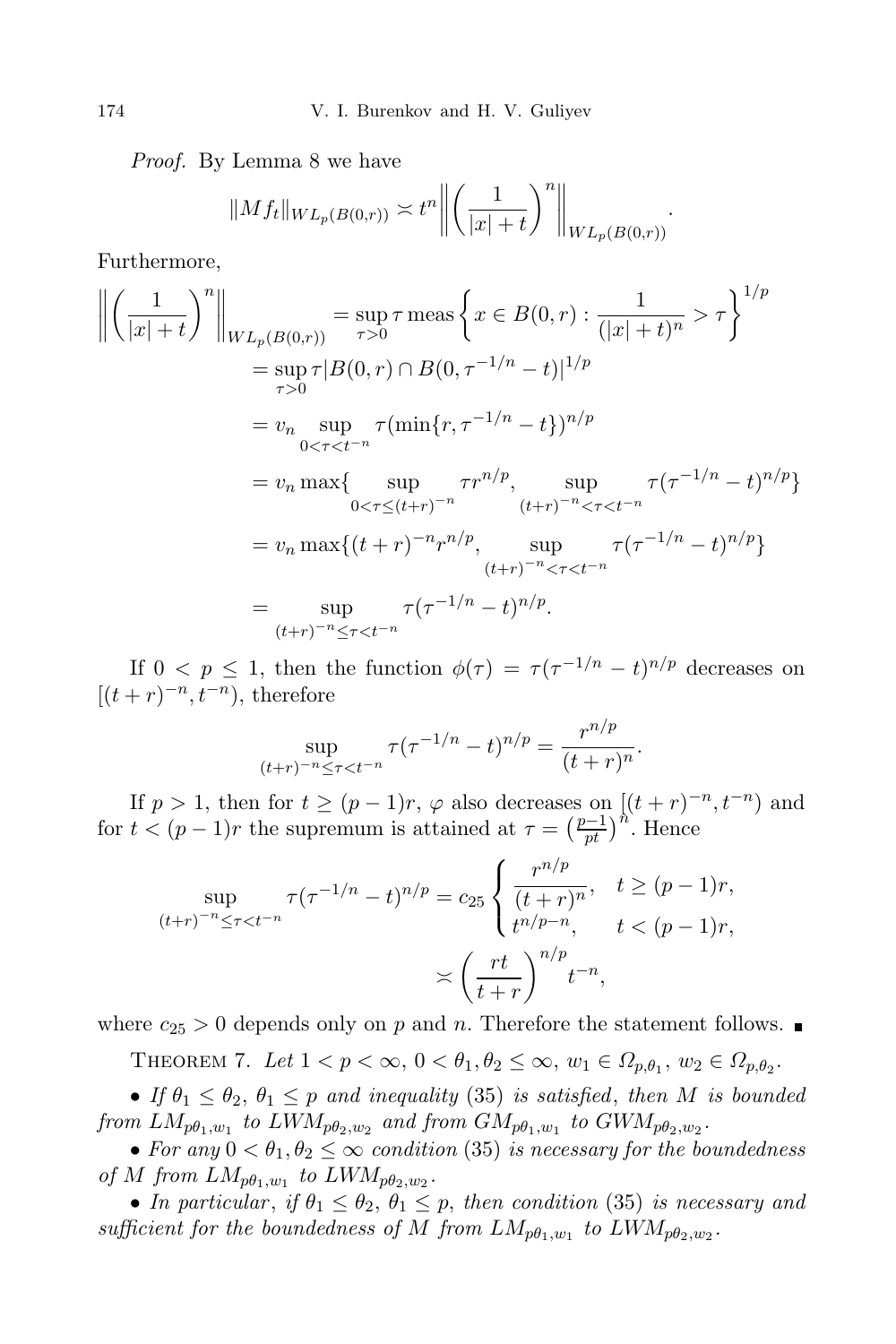*Proof.* By Lemma 8 we have

$$\|Mf_t\|_{WL_p(B(0,r))} \asymp t^n \left\| \left(\frac{1}{|x|+t}\right)^n \right\|_{WL_p(B(0,r))}.$$

Furthermore,

$$\begin{aligned}
\left\| \left(\frac{1}{|x|+t}\right)^n \right\|_{WL_p(B(0,r))} &= \sup_{\tau>0} \tau \operatorname{meas}\left\{x \in B(0,r) : \frac{1}{(|x|+t)^n} > \tau\right\}^{1/p} \\
&= \sup_{\tau>0} \tau |B(0,r) \cap B(0, \tau^{-1/n} - t)|^{1/p} \\
&= v_n \sup_{0<\tau<t^{-n}} \tau (\min\{r, \tau^{-1/n} - t\})^{n/p} \\
&= v_n \max\{ \sup_{0<\tau\le(t+r)^{-n}} \tau r^{n/p}, \sup_{(t+r)^{-n}<\tau<t^{-n}} \tau(\tau^{-1/n}-t)^{n/p}\} \\
&= v_n \max\{(t+r)^{-n} r^{n/p}, \sup_{(t+r)^{-n}<\tau<t^{-n}} \tau(\tau^{-1/n}-t)^{n/p}\} \\
&= \sup_{(t+r)^{-n}\le\tau<t^{-n}} \tau(\tau^{-1/n}-t)^{n/p}.
\end{aligned}$$

If $0 < p \le 1$, then the function $\phi(\tau) = \tau(\tau^{-1/n} - t)^{n/p}$ decreases on $[(t+r)^{-n}, t^{-n})$, therefore

$$\sup_{(t+r)^{-n}\le\tau<t^{-n}} \tau(\tau^{-1/n}-t)^{n/p} = \frac{r^{n/p}}{(t+r)^n}.$$

If $p > 1$, then for $t \ge (p-1)r$, $\varphi$ also decreases on $[(t+r)^{-n}, t^{-n})$ and for $t < (p-1)r$ the supremum is attained at $\tau = \left(\frac{p-1}{pt}\right)^n$. Hence

$$\sup_{(t+r)^{-n}\le\tau<t^{-n}} \tau(\tau^{-1/n}-t)^{n/p} = c_{25} \begin{cases} \dfrac{r^{n/p}}{(t+r)^n}, & t \ge (p-1)r, \\ t^{n/p-n}, & t < (p-1)r, \end{cases}$$
$$\asymp \left(\frac{rt}{t+r}\right)^{n/p} t^{-n},$$

where $c_{25} > 0$ depends only on $p$ and $n$. Therefore the statement follows. ∎

THEOREM 7. *Let $1 < p < \infty$, $0 < \theta_1, \theta_2 \le \infty$, $w_1 \in \Omega_{p,\theta_1}$, $w_2 \in \Omega_{p,\theta_2}$.*

- *If $\theta_1 \le \theta_2$, $\theta_1 \le p$ and inequality* (35) *is satisfied, then $M$ is bounded from $LM_{p\theta_1,w_1}$ to $LWM_{p\theta_2,w_2}$ and from $GM_{p\theta_1,w_1}$ to $GWM_{p\theta_2,w_2}$.*
- *For any $0 < \theta_1, \theta_2 \le \infty$ condition* (35) *is necessary for the boundedness of $M$ from $LM_{p\theta_1,w_1}$ to $LWM_{p\theta_2,w_2}$.*
- *In particular, if $\theta_1 \le \theta_2$, $\theta_1 \le p$, then condition* (35) *is necessary and sufficient for the boundedness of $M$ from $LM_{p\theta_1,w_1}$ to $LWM_{p\theta_2,w_2}$.*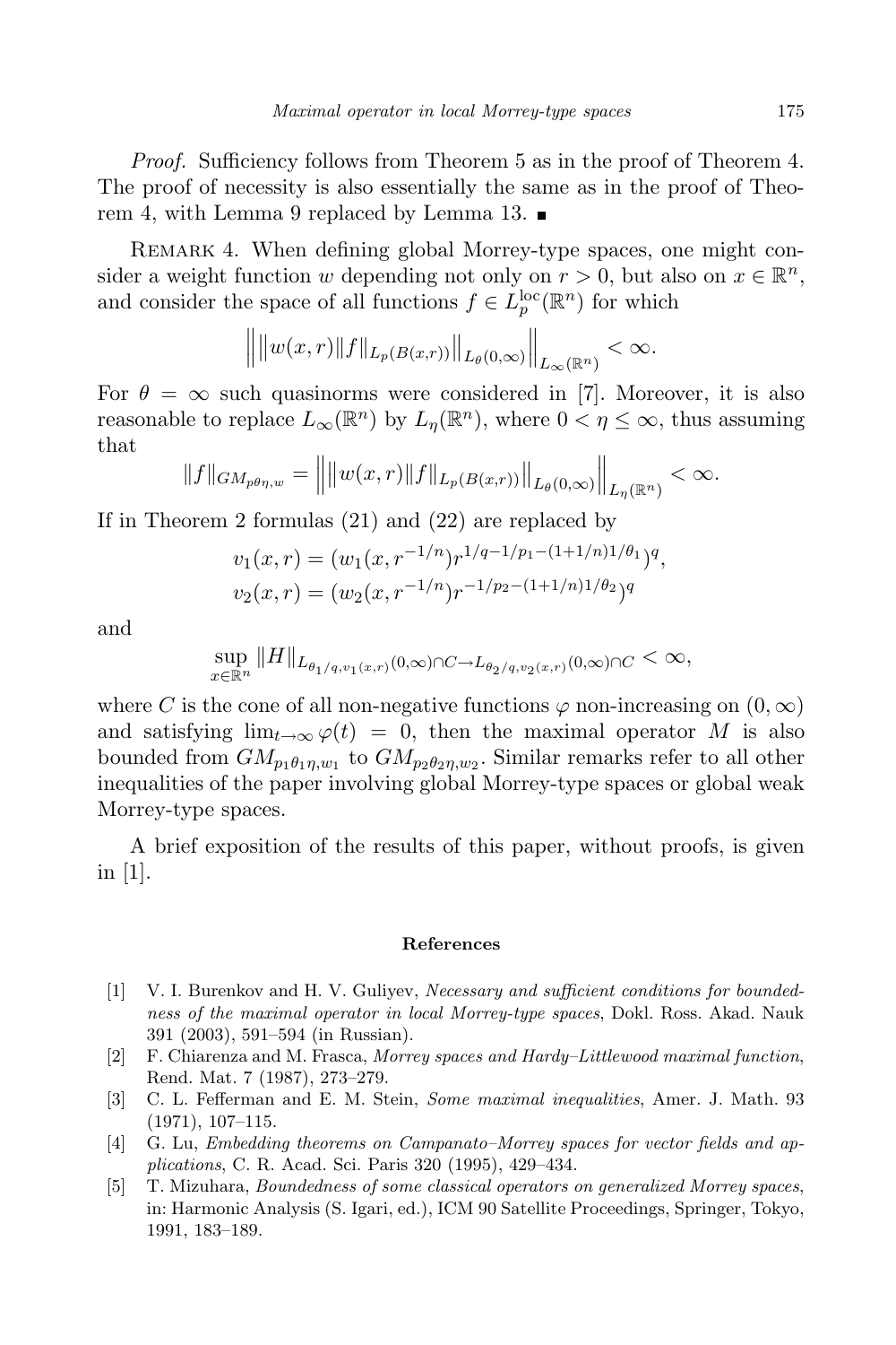*Proof.* Sufficiency follows from Theorem 5 as in the proof of Theorem 4. The proof of necessity is also essentially the same as in the proof of Theorem 4, with Lemma 9 replaced by Lemma 13. ∎

Remark 4. When defining global Morrey-type spaces, one might consider a weight function $w$ depending not only on $r > 0$, but also on $x \in \mathbb{R}^n$, and consider the space of all functions $f \in L_p^{\mathrm{loc}}(\mathbb{R}^n)$ for which

$$\Big\| \big\| w(x,r) \|f\|_{L_p(B(x,r))} \big\|_{L_\theta(0,\infty)} \Big\|_{L_\infty(\mathbb{R}^n)} < \infty.$$

For $\theta = \infty$ such quasinorms were considered in [7]. Moreover, it is also reasonable to replace $L_\infty(\mathbb{R}^n)$ by $L_\eta(\mathbb{R}^n)$, where $0 < \eta \le \infty$, thus assuming that

$$\|f\|_{GM_{p\theta\eta,w}} = \Big\| \big\| w(x,r) \|f\|_{L_p(B(x,r))} \big\|_{L_\theta(0,\infty)} \Big\|_{L_\eta(\mathbb{R}^n)} < \infty.$$

If in Theorem 2 formulas (21) and (22) are replaced by

$$v_1(x,r) = (w_1(x, r^{-1/n}) r^{1/q - 1/p_1 - (1+1/n)1/\theta_1})^q,$$
$$v_2(x,r) = (w_2(x, r^{-1/n}) r^{-1/p_2 - (1+1/n)1/\theta_2})^q$$

and

$$\sup_{x \in \mathbb{R}^n} \|H\|_{L_{\theta_1/q, v_1(x,r)}(0,\infty) \cap C \to L_{\theta_2/q, v_2(x,r)}(0,\infty) \cap C} < \infty,$$

where $C$ is the cone of all non-negative functions $\varphi$ non-increasing on $(0,\infty)$ and satisfying $\lim_{t\to\infty} \varphi(t) = 0$, then the maximal operator $M$ is also bounded from $GM_{p_1\theta_1\eta,w_1}$ to $GM_{p_2\theta_2\eta,w_2}$. Similar remarks refer to all other inequalities of the paper involving global Morrey-type spaces or global weak Morrey-type spaces.

A brief exposition of the results of this paper, without proofs, is given in [1].

## References

[1] V. I. Burenkov and H. V. Guliyev, *Necessary and sufficient conditions for boundedness of the maximal operator in local Morrey-type spaces*, Dokl. Ross. Akad. Nauk 391 (2003), 591–594 (in Russian).

[2] F. Chiarenza and M. Frasca, *Morrey spaces and Hardy–Littlewood maximal function*, Rend. Mat. 7 (1987), 273–279.

[3] C. L. Fefferman and E. M. Stein, *Some maximal inequalities*, Amer. J. Math. 93 (1971), 107–115.

[4] G. Lu, *Embedding theorems on Campanato–Morrey spaces for vector fields and applications*, C. R. Acad. Sci. Paris 320 (1995), 429–434.

[5] T. Mizuhara, *Boundedness of some classical operators on generalized Morrey spaces*, in: Harmonic Analysis (S. Igari, ed.), ICM 90 Satellite Proceedings, Springer, Tokyo, 1991, 183–189.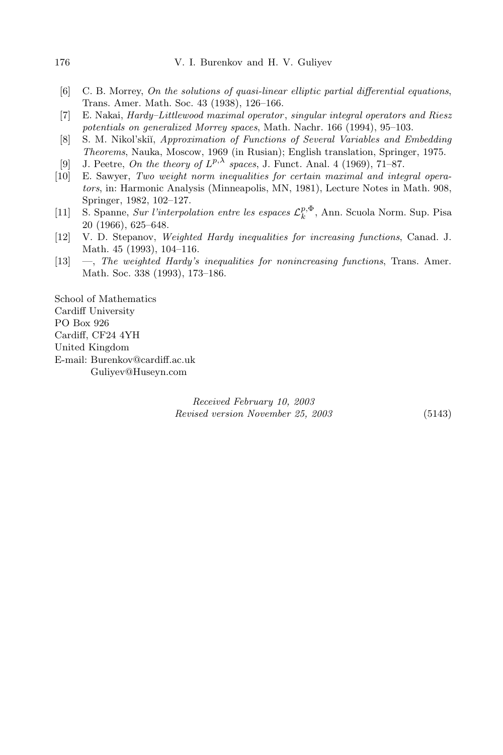[6] C. B. Morrey, *On the solutions of quasi-linear elliptic partial differential equations*, Trans. Amer. Math. Soc. 43 (1938), 126–166.

[7] E. Nakai, *Hardy–Littlewood maximal operator*, *singular integral operators and Riesz potentials on generalized Morrey spaces*, Math. Nachr. 166 (1994), 95–103.

[8] S. M. Nikol'skiĭ, *Approximation of Functions of Several Variables and Embedding Theorems*, Nauka, Moscow, 1969 (in Rusian); English translation, Springer, 1975.

[9] J. Peetre, *On the theory of $L^{p,\lambda}$ spaces*, J. Funct. Anal. 4 (1969), 71–87.

[10] E. Sawyer, *Two weight norm inequalities for certain maximal and integral operators*, in: Harmonic Analysis (Minneapolis, MN, 1981), Lecture Notes in Math. 908, Springer, 1982, 102–127.

[11] S. Spanne, *Sur l'interpolation entre les espaces $\mathcal{L}_k^{p,\Phi}$*, Ann. Scuola Norm. Sup. Pisa 20 (1966), 625–648.

[12] V. D. Stepanov, *Weighted Hardy inequalities for increasing functions*, Canad. J. Math. 45 (1993), 104–116.

[13] —, *The weighted Hardy's inequalities for nonincreasing functions*, Trans. Amer. Math. Soc. 338 (1993), 173–186.

School of Mathematics
Cardiff University
PO Box 926
Cardiff, CF24 4YH
United Kingdom
E-mail: Burenkov@cardiff.ac.uk
Guliyev@Huseyn.com

*Received February 10, 2003*
*Revised version November 25, 2003* (5143)